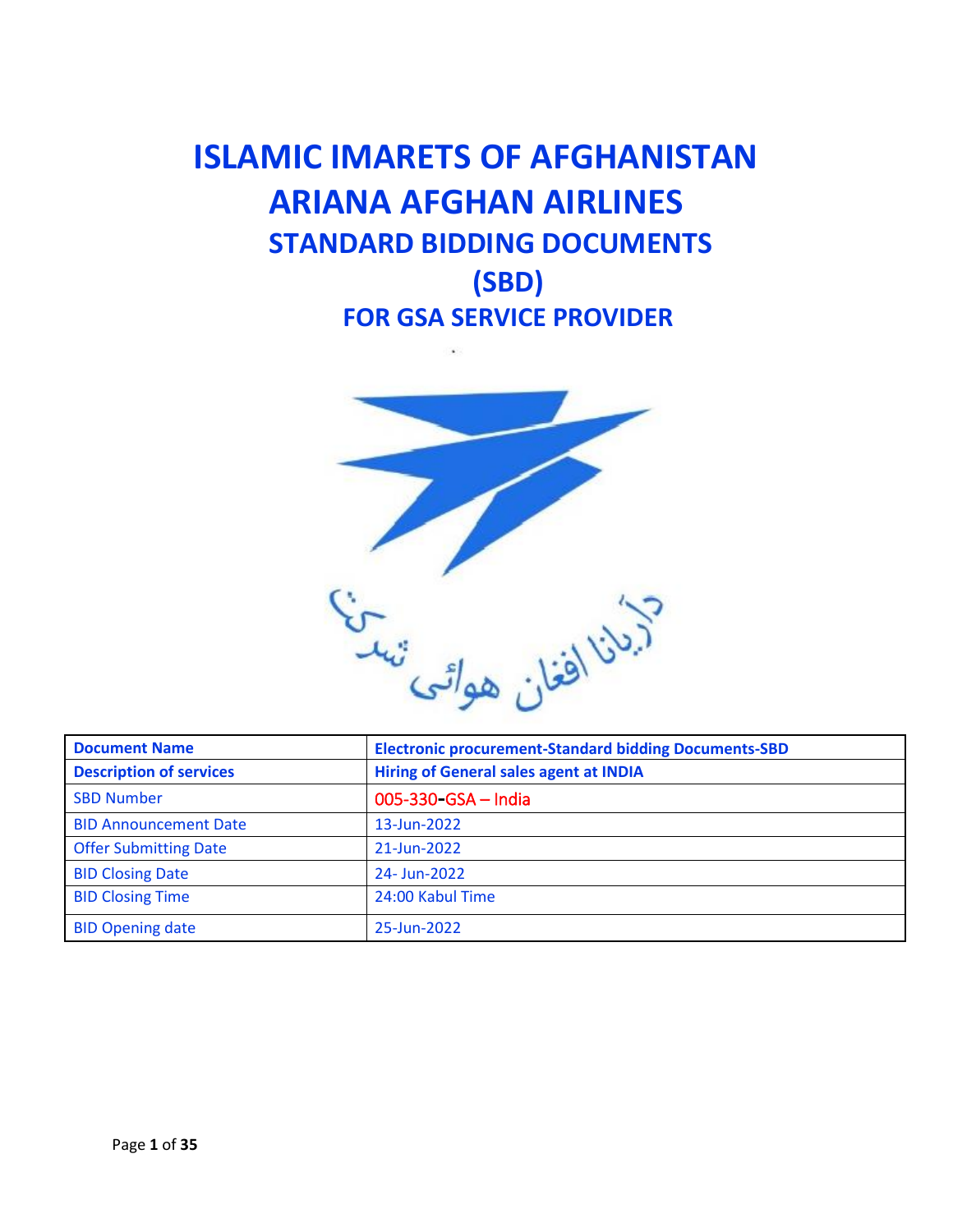# ISLAMIC IMARETS OF AFGHANISTAN

# ARIANA AFGHAN AIRLINES

## STANDARD BIDDING DOCUMENTS

## (SBD)

### FOR GSA SERVICE PROVIDER

آریانا افغان هوائی شرکت

| **Document Name** | **Electronic procurement-Standard bidding Documents-SBD** |
|---|---|
| **Description of services** | **Hiring of General sales agent at INDIA** |
| SBD Number | 005-330-GSA – India |
| BID Announcement Date | 13-Jun-2022 |
| Offer Submitting Date | 21-Jun-2022 |
| BID Closing Date | 24- Jun-2022 |
| BID Closing Time | 24:00 Kabul Time |
| BID Opening date | 25-Jun-2022 |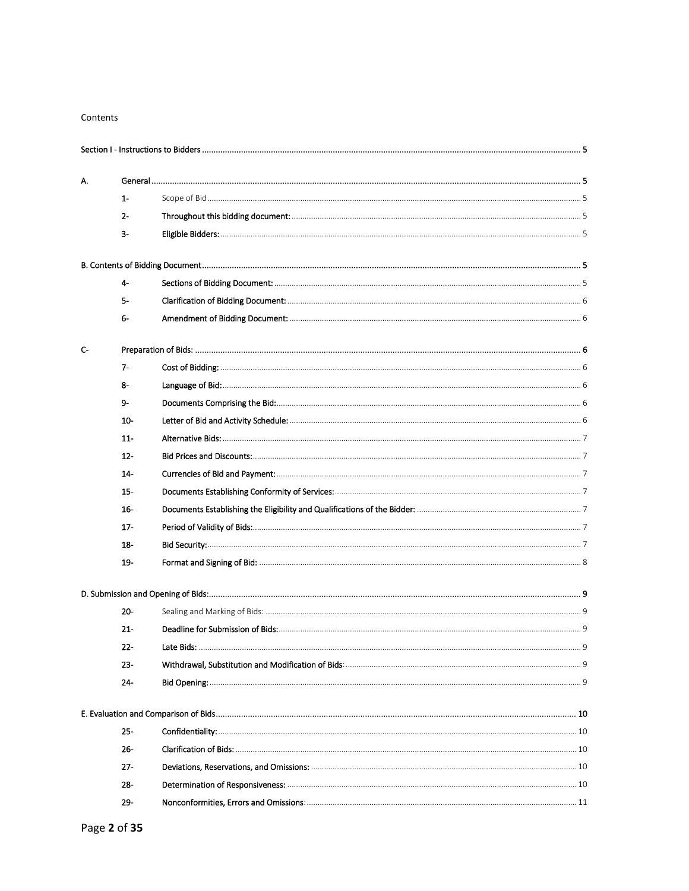Contents

Section I - Instructions to Bidders ........................................................................................................ 5

A. General ........................................................................................................................................ 5

- 1- Scope of Bid ........................................................................................................................ 5
- 2- Throughout this bidding document: ................................................................................... 5
- 3- Eligible Bidders: ................................................................................................................... 5

B. Contents of Bidding Document ..................................................................................................... 5

- 4- Sections of Bidding Document: ........................................................................................... 5
- 5- Clarification of Bidding Document: .................................................................................... 6
- 6- Amendment of Bidding Document: ..................................................................................... 6

C- Preparation of Bids: ....................................................................................................................... 6

- 7- Cost of Bidding: .................................................................................................................. 6
- 8- Language of Bid: ................................................................................................................. 6
- 9- Documents Comprising the Bid: .......................................................................................... 6
- 10- Letter of Bid and Activity Schedule: .................................................................................... 6
- 11- Alternative Bids: ................................................................................................................. 7
- 12- Bid Prices and Discounts: ................................................................................................... 7
- 14- Currencies of Bid and Payment: ......................................................................................... 7
- 15- Documents Establishing Conformity of Services: ................................................................ 7
- 16- Documents Establishing the Eligibility and Qualifications of the Bidder: ............................ 7
- 17- Period of Validity of Bids: ................................................................................................... 7
- 18- Bid Security: ........................................................................................................................ 7
- 19- Format and Signing of Bid: .................................................................................................. 8

D. Submission and Opening of Bids: ................................................................................................. 9

- 20- Sealing and Marking of Bids: ............................................................................................... 9
- 21- Deadline for Submission of Bids: ........................................................................................ 9
- 22- Late Bids: ............................................................................................................................ 9
- 23- Withdrawal, Substitution and Modification of Bids: ........................................................... 9
- 24- Bid Opening: ....................................................................................................................... 9

E. Evaluation and Comparison of Bids ............................................................................................ 10

- 25- Confidentiality: ................................................................................................................. 10
- 26- Clarification of Bids: ......................................................................................................... 10
- 27- Deviations, Reservations, and Omissions: ......................................................................... 10
- 28- Determination of Responsiveness: ................................................................................... 10
- 29- Nonconformities, Errors and Omissions: ........................................................................... 11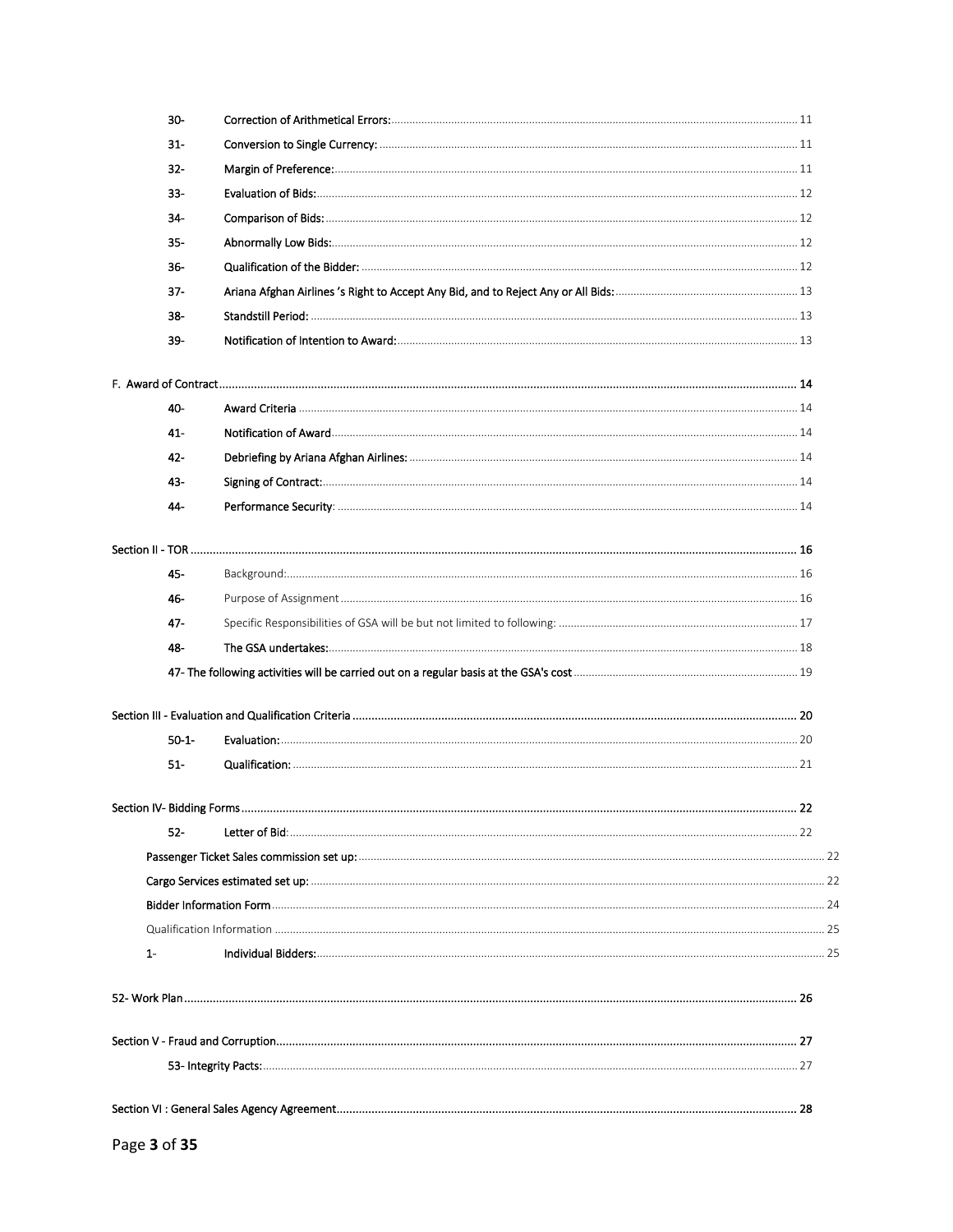| | | |
|---|---|---|
| 30- | Correction of Arithmetical Errors: | 11 |
| 31- | Conversion to Single Currency: | 11 |
| 32- | Margin of Preference: | 11 |
| 33- | Evaluation of Bids: | 12 |
| 34- | Comparison of Bids: | 12 |
| 35- | Abnormally Low Bids: | 12 |
| 36- | Qualification of the Bidder: | 12 |
| 37- | Ariana Afghan Airlines 's Right to Accept Any Bid, and to Reject Any or All Bids: | 13 |
| 38- | Standstill Period: | 13 |
| 39- | Notification of Intention to Award: | 13 |

**F. Award of Contract** ..... 14

| | | |
|---|---|---|
| 40- | Award Criteria | 14 |
| 41- | Notification of Award | 14 |
| 42- | Debriefing by Ariana Afghan Airlines: | 14 |
| 43- | Signing of Contract: | 14 |
| 44- | Performance Security: | 14 |

**Section II - TOR** ..... 16

| | | |
|---|---|---|
| 45- | Background: | 16 |
| 46- | Purpose of Assignment | 16 |
| 47- | Specific Responsibilities of GSA will be but not limited to following: | 17 |
| 48- | The GSA undertakes: | 18 |
| | 47- The following activities will be carried out on a regular basis at the GSA's cost | 19 |

**Section III - Evaluation and Qualification Criteria** ..... 20

| | | |
|---|---|---|
| 50-1- | Evaluation: | 20 |
| 51- | Qualification: | 21 |

**Section IV- Bidding Forms** ..... 22

| | | |
|---|---|---|
| 52- | Letter of Bid: | 22 |
| | Passenger Ticket Sales commission set up: | 22 |
| | Cargo Services estimated set up: | 22 |
| | Bidder Information Form | 24 |
| | Qualification Information | 25 |
| 1- | Individual Bidders: | 25 |

**52- Work Plan** ..... 26

**Section V - Fraud and Corruption** ..... 27

| | | |
|---|---|---|
| | 53- Integrity Pacts: | 27 |

**Section VI : General Sales Agency Agreement** ..... 28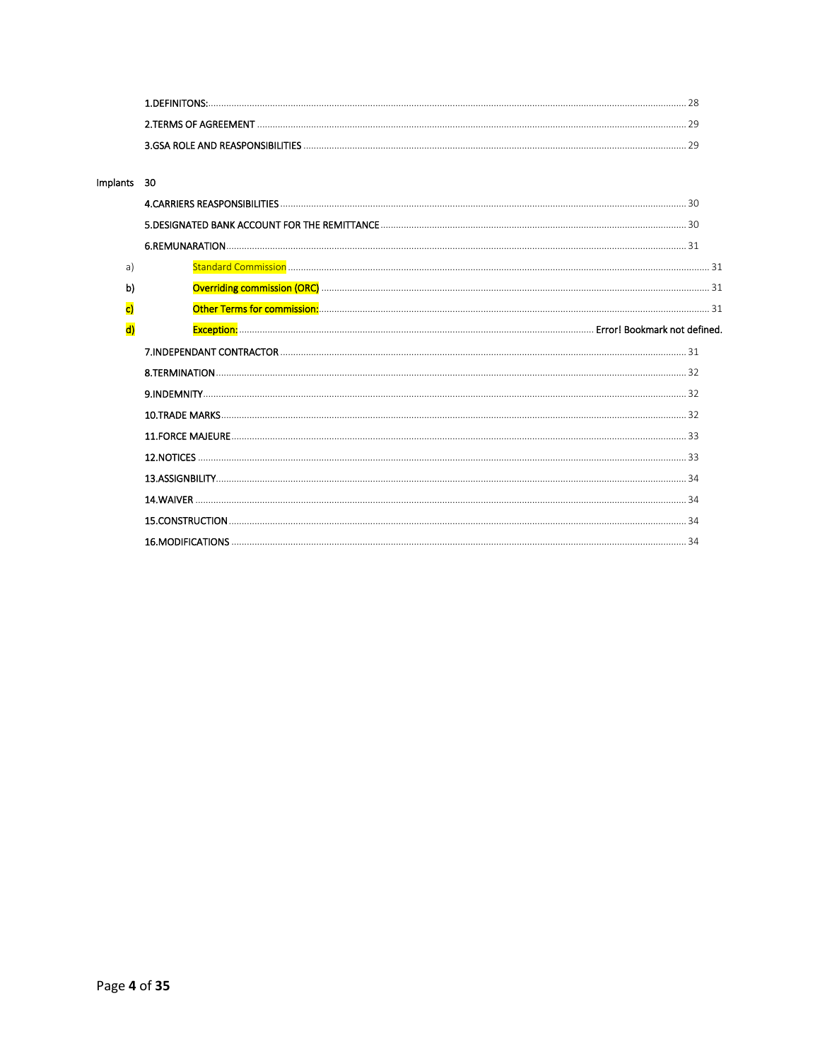1.DEFINITONS: ........ 28

2.TERMS OF AGREEMENT ........ 29

3.GSA ROLE AND REASPONSIBILITIES ........ 29

Implants 30

4.CARRIERS REASPONSIBILITIES ........ 30

5.DESIGNATED BANK ACCOUNT FOR THE REMITTANCE ........ 30

6.REMUNARATION ........ 31

a) Standard Commission ........ 31

b) Overriding commission (ORC) ........ 31

c) Other Terms for commission: ........ 31

d) Exception: ........ Error! Bookmark not defined.

7.INDEPENDANT CONTRACTOR ........ 31

8.TERMINATION ........ 32

9.INDEMNITY ........ 32

10.TRADE MARKS ........ 32

11.FORCE MAJEURE ........ 33

12.NOTICES ........ 33

13.ASSIGNBILITY ........ 34

14.WAIVER ........ 34

15.CONSTRUCTION ........ 34

16.MODIFICATIONS ........ 34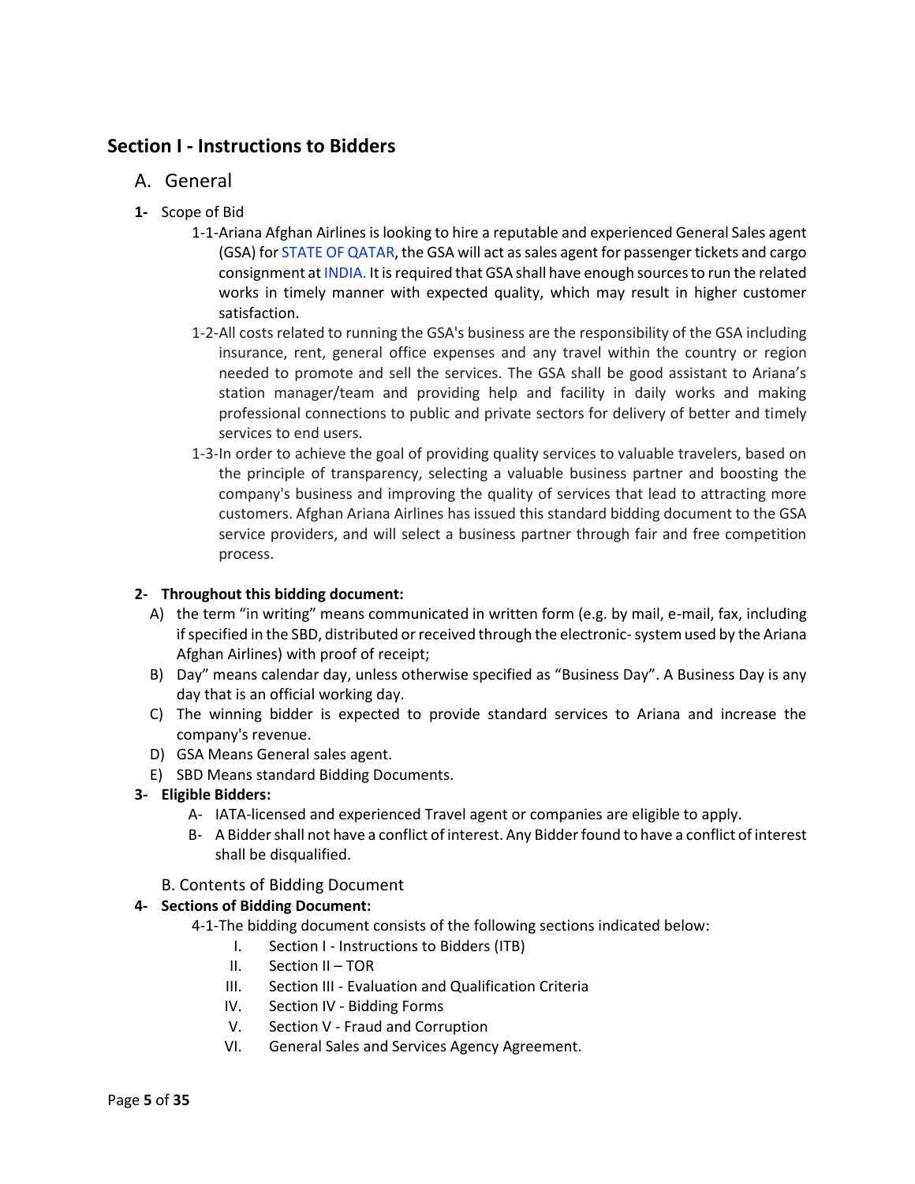## Section I - Instructions to Bidders

### A. General

**1-** Scope of Bid

1-1-Ariana Afghan Airlines is looking to hire a reputable and experienced General Sales agent (GSA) for STATE OF QATAR, the GSA will act as sales agent for passenger tickets and cargo consignment at INDIA. It is required that GSA shall have enough sources to run the related works in timely manner with expected quality, which may result in higher customer satisfaction.

1-2-All costs related to running the GSA's business are the responsibility of the GSA including insurance, rent, general office expenses and any travel within the country or region needed to promote and sell the services. The GSA shall be good assistant to Ariana's station manager/team and providing help and facility in daily works and making professional connections to public and private sectors for delivery of better and timely services to end users.

1-3-In order to achieve the goal of providing quality services to valuable travelers, based on the principle of transparency, selecting a valuable business partner and boosting the company's business and improving the quality of services that lead to attracting more customers. Afghan Ariana Airlines has issued this standard bidding document to the GSA service providers, and will select a business partner through fair and free competition process.

**2- Throughout this bidding document:**

A) the term "in writing" means communicated in written form (e.g. by mail, e-mail, fax, including if specified in the SBD, distributed or received through the electronic- system used by the Ariana Afghan Airlines) with proof of receipt;

B) Day" means calendar day, unless otherwise specified as "Business Day". A Business Day is any day that is an official working day.

C) The winning bidder is expected to provide standard services to Ariana and increase the company's revenue.

D) GSA Means General sales agent.

E) SBD Means standard Bidding Documents.

**3- Eligible Bidders:**

A- IATA-licensed and experienced Travel agent or companies are eligible to apply.

B- A Bidder shall not have a conflict of interest. Any Bidder found to have a conflict of interest shall be disqualified.

### B. Contents of Bidding Document

**4- Sections of Bidding Document:**

4-1-The bidding document consists of the following sections indicated below:

I. Section I - Instructions to Bidders (ITB)
II. Section II – TOR
III. Section III - Evaluation and Qualification Criteria
IV. Section IV - Bidding Forms
V. Section V - Fraud and Corruption
VI. General Sales and Services Agency Agreement.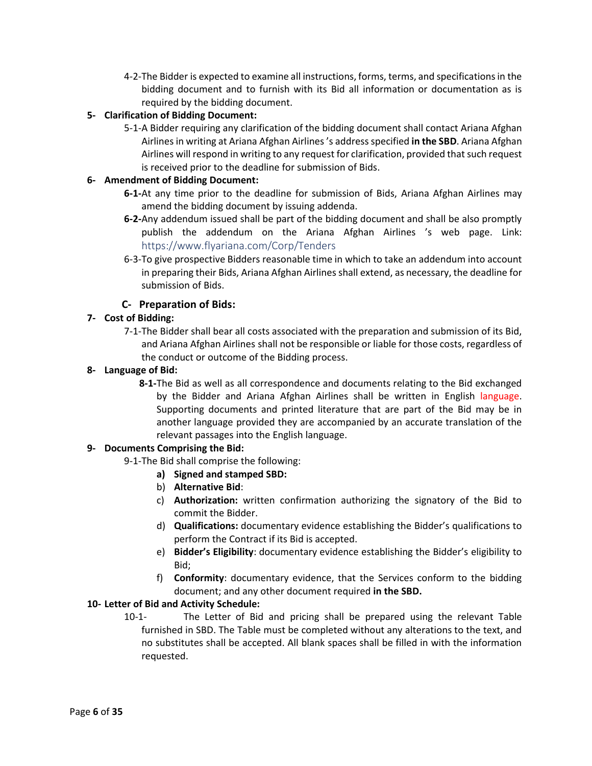4-2-The Bidder is expected to examine all instructions, forms, terms, and specifications in the bidding document and to furnish with its Bid all information or documentation as is required by the bidding document.

**5- Clarification of Bidding Document:**

5-1-A Bidder requiring any clarification of the bidding document shall contact Ariana Afghan Airlines in writing at Ariana Afghan Airlines 's address specified **in the SBD**. Ariana Afghan Airlines will respond in writing to any request for clarification, provided that such request is received prior to the deadline for submission of Bids.

**6- Amendment of Bidding Document:**

**6-1-**At any time prior to the deadline for submission of Bids, Ariana Afghan Airlines may amend the bidding document by issuing addenda.

**6-2-**Any addendum issued shall be part of the bidding document and shall be also promptly publish the addendum on the Ariana Afghan Airlines 's web page. Link: https://www.flyariana.com/Corp/Tenders

6-3-To give prospective Bidders reasonable time in which to take an addendum into account in preparing their Bids, Ariana Afghan Airlines shall extend, as necessary, the deadline for submission of Bids.

## C- Preparation of Bids:

**7- Cost of Bidding:**

7-1-The Bidder shall bear all costs associated with the preparation and submission of its Bid, and Ariana Afghan Airlines shall not be responsible or liable for those costs, regardless of the conduct or outcome of the Bidding process.

**8- Language of Bid:**

**8-1-**The Bid as well as all correspondence and documents relating to the Bid exchanged by the Bidder and Ariana Afghan Airlines shall be written in English language. Supporting documents and printed literature that are part of the Bid may be in another language provided they are accompanied by an accurate translation of the relevant passages into the English language.

**9- Documents Comprising the Bid:**

9-1-The Bid shall comprise the following:

a) **Signed and stamped SBD:**
b) **Alternative Bid**:
c) **Authorization:** written confirmation authorizing the signatory of the Bid to commit the Bidder.
d) **Qualifications:** documentary evidence establishing the Bidder's qualifications to perform the Contract if its Bid is accepted.
e) **Bidder's Eligibility**: documentary evidence establishing the Bidder's eligibility to Bid;
f) **Conformity**: documentary evidence, that the Services conform to the bidding document; and any other document required **in the SBD.**

**10- Letter of Bid and Activity Schedule:**

10-1- The Letter of Bid and pricing shall be prepared using the relevant Table furnished in SBD. The Table must be completed without any alterations to the text, and no substitutes shall be accepted. All blank spaces shall be filled in with the information requested.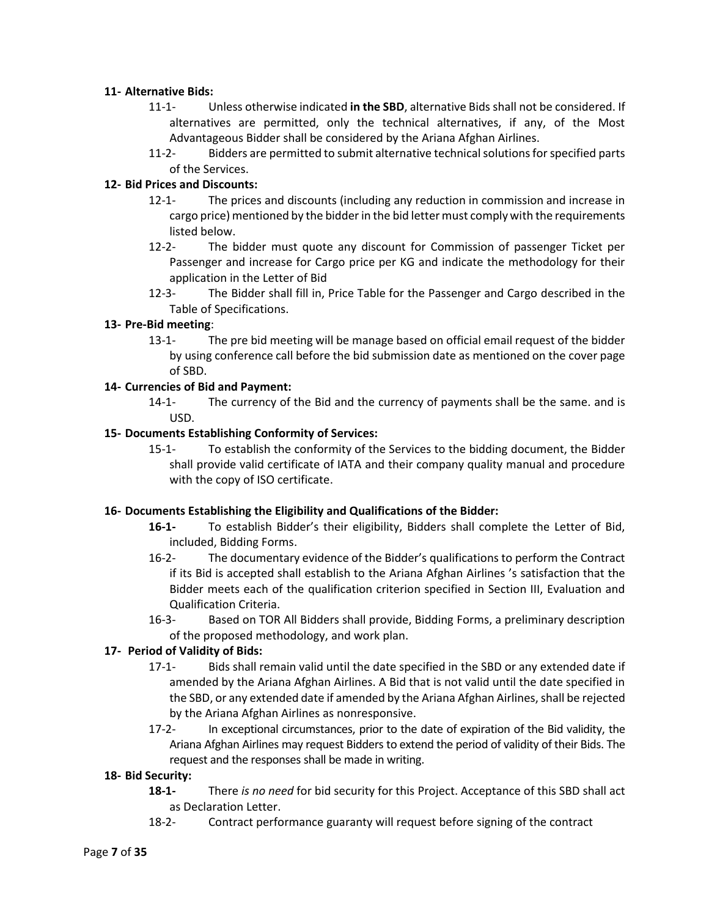**11- Alternative Bids:**

11-1- Unless otherwise indicated **in the SBD**, alternative Bids shall not be considered. If alternatives are permitted, only the technical alternatives, if any, of the Most Advantageous Bidder shall be considered by the Ariana Afghan Airlines.

11-2- Bidders are permitted to submit alternative technical solutions for specified parts of the Services.

**12- Bid Prices and Discounts:**

12-1- The prices and discounts (including any reduction in commission and increase in cargo price) mentioned by the bidder in the bid letter must comply with the requirements listed below.

12-2- The bidder must quote any discount for Commission of passenger Ticket per Passenger and increase for Cargo price per KG and indicate the methodology for their application in the Letter of Bid

12-3- The Bidder shall fill in, Price Table for the Passenger and Cargo described in the Table of Specifications.

**13- Pre-Bid meeting**:

13-1- The pre bid meeting will be manage based on official email request of the bidder by using conference call before the bid submission date as mentioned on the cover page of SBD.

**14- Currencies of Bid and Payment:**

14-1- The currency of the Bid and the currency of payments shall be the same. and is USD.

**15- Documents Establishing Conformity of Services:**

15-1- To establish the conformity of the Services to the bidding document, the Bidder shall provide valid certificate of IATA and their company quality manual and procedure with the copy of ISO certificate.

**16- Documents Establishing the Eligibility and Qualifications of the Bidder:**

**16-1-** To establish Bidder's their eligibility, Bidders shall complete the Letter of Bid, included, Bidding Forms.

16-2- The documentary evidence of the Bidder's qualifications to perform the Contract if its Bid is accepted shall establish to the Ariana Afghan Airlines 's satisfaction that the Bidder meets each of the qualification criterion specified in Section III, Evaluation and Qualification Criteria.

16-3- Based on TOR All Bidders shall provide, Bidding Forms, a preliminary description of the proposed methodology, and work plan.

**17- Period of Validity of Bids:**

17-1- Bids shall remain valid until the date specified in the SBD or any extended date if amended by the Ariana Afghan Airlines. A Bid that is not valid until the date specified in the SBD, or any extended date if amended by the Ariana Afghan Airlines, shall be rejected by the Ariana Afghan Airlines as nonresponsive.

17-2- In exceptional circumstances, prior to the date of expiration of the Bid validity, the Ariana Afghan Airlines may request Bidders to extend the period of validity of their Bids. The request and the responses shall be made in writing.

**18- Bid Security:**

**18-1-** There *is no need* for bid security for this Project. Acceptance of this SBD shall act as Declaration Letter.

18-2- Contract performance guaranty will request before signing of the contract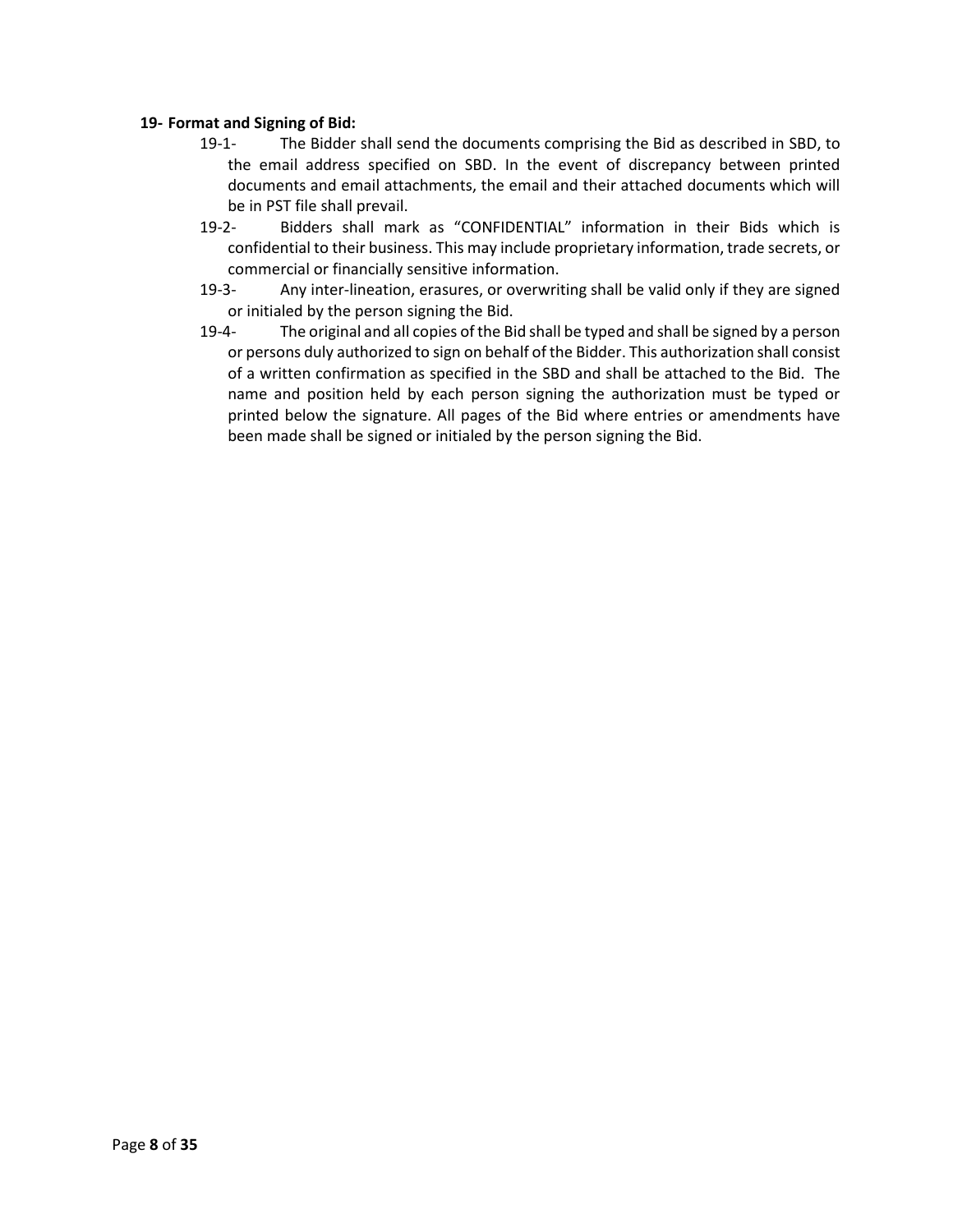**19- Format and Signing of Bid:**

19-1- The Bidder shall send the documents comprising the Bid as described in SBD, to the email address specified on SBD. In the event of discrepancy between printed documents and email attachments, the email and their attached documents which will be in PST file shall prevail.

19-2- Bidders shall mark as "CONFIDENTIAL" information in their Bids which is confidential to their business. This may include proprietary information, trade secrets, or commercial or financially sensitive information.

19-3- Any inter-lineation, erasures, or overwriting shall be valid only if they are signed or initialed by the person signing the Bid.

19-4- The original and all copies of the Bid shall be typed and shall be signed by a person or persons duly authorized to sign on behalf of the Bidder. This authorization shall consist of a written confirmation as specified in the SBD and shall be attached to the Bid. The name and position held by each person signing the authorization must be typed or printed below the signature. All pages of the Bid where entries or amendments have been made shall be signed or initialed by the person signing the Bid.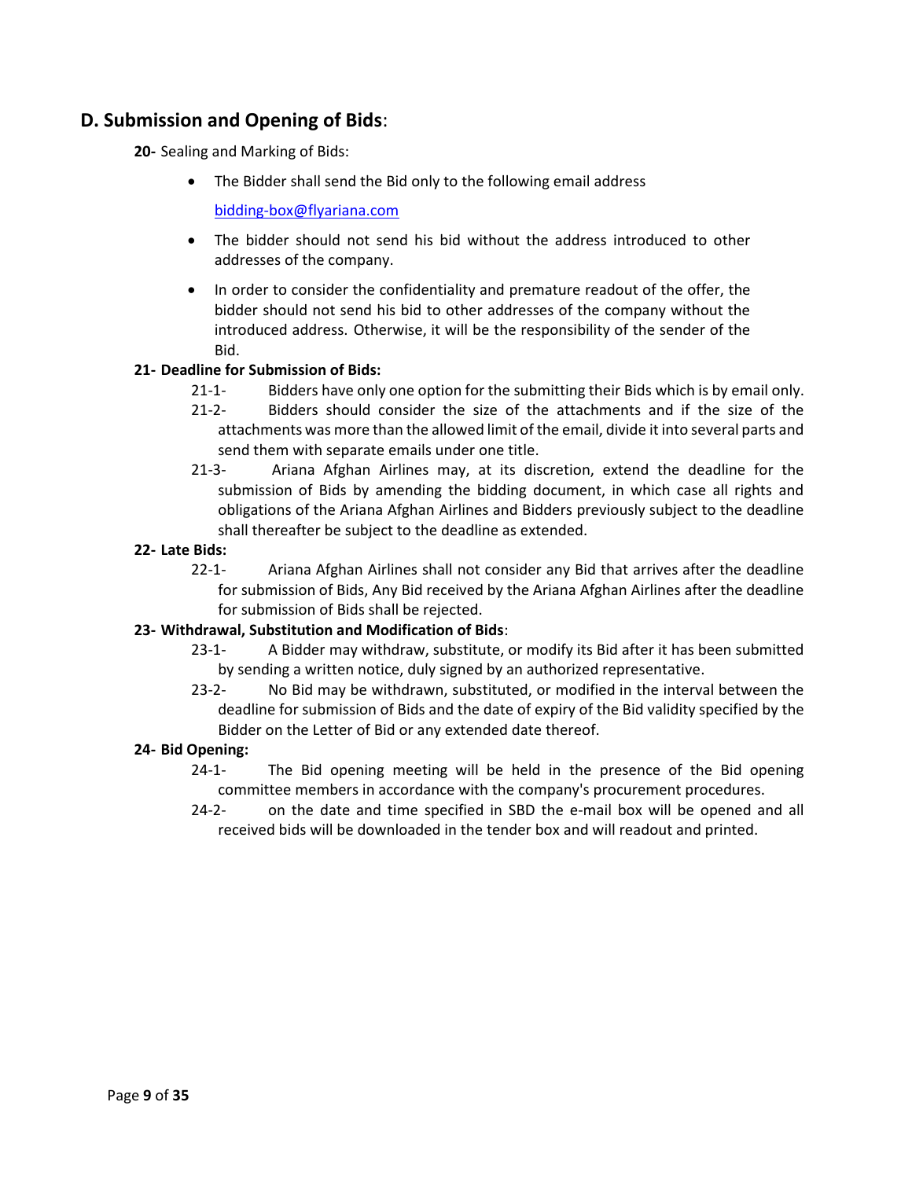## D. Submission and Opening of Bids:

**20-** Sealing and Marking of Bids:

- The Bidder shall send the Bid only to the following email address

  bidding-box@flyariana.com

- The bidder should not send his bid without the address introduced to other addresses of the company.
- In order to consider the confidentiality and premature readout of the offer, the bidder should not send his bid to other addresses of the company without the introduced address. Otherwise, it will be the responsibility of the sender of the Bid.

**21- Deadline for Submission of Bids:**

21-1- Bidders have only one option for the submitting their Bids which is by email only.

21-2- Bidders should consider the size of the attachments and if the size of the attachments was more than the allowed limit of the email, divide it into several parts and send them with separate emails under one title.

21-3- Ariana Afghan Airlines may, at its discretion, extend the deadline for the submission of Bids by amending the bidding document, in which case all rights and obligations of the Ariana Afghan Airlines and Bidders previously subject to the deadline shall thereafter be subject to the deadline as extended.

**22- Late Bids:**

22-1- Ariana Afghan Airlines shall not consider any Bid that arrives after the deadline for submission of Bids, Any Bid received by the Ariana Afghan Airlines after the deadline for submission of Bids shall be rejected.

**23- Withdrawal, Substitution and Modification of Bids**:

23-1- A Bidder may withdraw, substitute, or modify its Bid after it has been submitted by sending a written notice, duly signed by an authorized representative.

23-2- No Bid may be withdrawn, substituted, or modified in the interval between the deadline for submission of Bids and the date of expiry of the Bid validity specified by the Bidder on the Letter of Bid or any extended date thereof.

**24- Bid Opening:**

24-1- The Bid opening meeting will be held in the presence of the Bid opening committee members in accordance with the company's procurement procedures.

24-2- on the date and time specified in SBD the e-mail box will be opened and all received bids will be downloaded in the tender box and will readout and printed.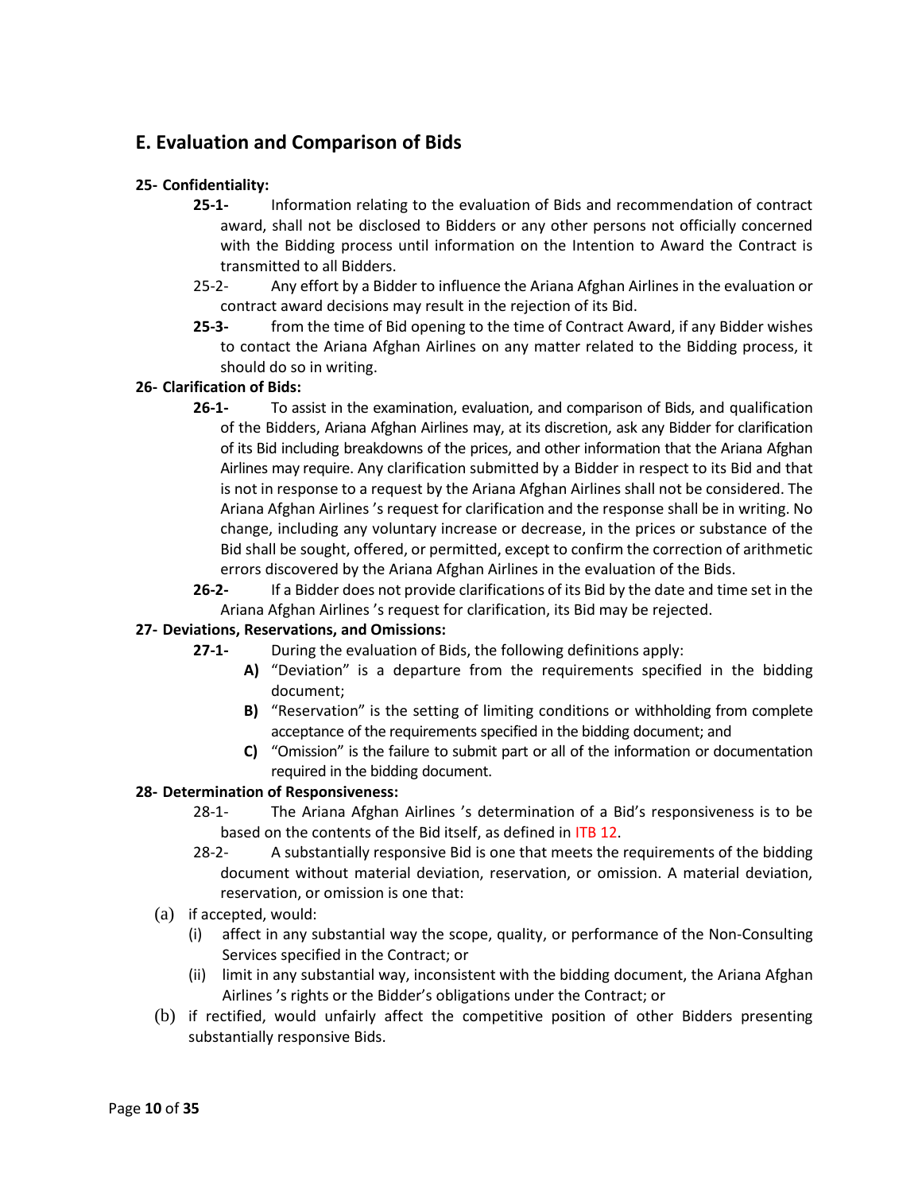## E. Evaluation and Comparison of Bids

**25- Confidentiality:**

**25-1-** Information relating to the evaluation of Bids and recommendation of contract award, shall not be disclosed to Bidders or any other persons not officially concerned with the Bidding process until information on the Intention to Award the Contract is transmitted to all Bidders.

25-2- Any effort by a Bidder to influence the Ariana Afghan Airlines in the evaluation or contract award decisions may result in the rejection of its Bid.

**25-3-** from the time of Bid opening to the time of Contract Award, if any Bidder wishes to contact the Ariana Afghan Airlines on any matter related to the Bidding process, it should do so in writing.

**26- Clarification of Bids:**

**26-1-** To assist in the examination, evaluation, and comparison of Bids, and qualification of the Bidders, Ariana Afghan Airlines may, at its discretion, ask any Bidder for clarification of its Bid including breakdowns of the prices, and other information that the Ariana Afghan Airlines may require. Any clarification submitted by a Bidder in respect to its Bid and that is not in response to a request by the Ariana Afghan Airlines shall not be considered. The Ariana Afghan Airlines 's request for clarification and the response shall be in writing. No change, including any voluntary increase or decrease, in the prices or substance of the Bid shall be sought, offered, or permitted, except to confirm the correction of arithmetic errors discovered by the Ariana Afghan Airlines in the evaluation of the Bids.

**26-2-** If a Bidder does not provide clarifications of its Bid by the date and time set in the Ariana Afghan Airlines 's request for clarification, its Bid may be rejected.

**27- Deviations, Reservations, and Omissions:**

**27-1-** During the evaluation of Bids, the following definitions apply:

- **A)** "Deviation" is a departure from the requirements specified in the bidding document;
- **B)** "Reservation" is the setting of limiting conditions or withholding from complete acceptance of the requirements specified in the bidding document; and
- **C)** "Omission" is the failure to submit part or all of the information or documentation required in the bidding document.

**28- Determination of Responsiveness:**

28-1- The Ariana Afghan Airlines 's determination of a Bid's responsiveness is to be based on the contents of the Bid itself, as defined in ITB 12.

28-2- A substantially responsive Bid is one that meets the requirements of the bidding document without material deviation, reservation, or omission. A material deviation, reservation, or omission is one that:

(a) if accepted, would:

- (i) affect in any substantial way the scope, quality, or performance of the Non-Consulting Services specified in the Contract; or
- (ii) limit in any substantial way, inconsistent with the bidding document, the Ariana Afghan Airlines 's rights or the Bidder's obligations under the Contract; or

(b) if rectified, would unfairly affect the competitive position of other Bidders presenting substantially responsive Bids.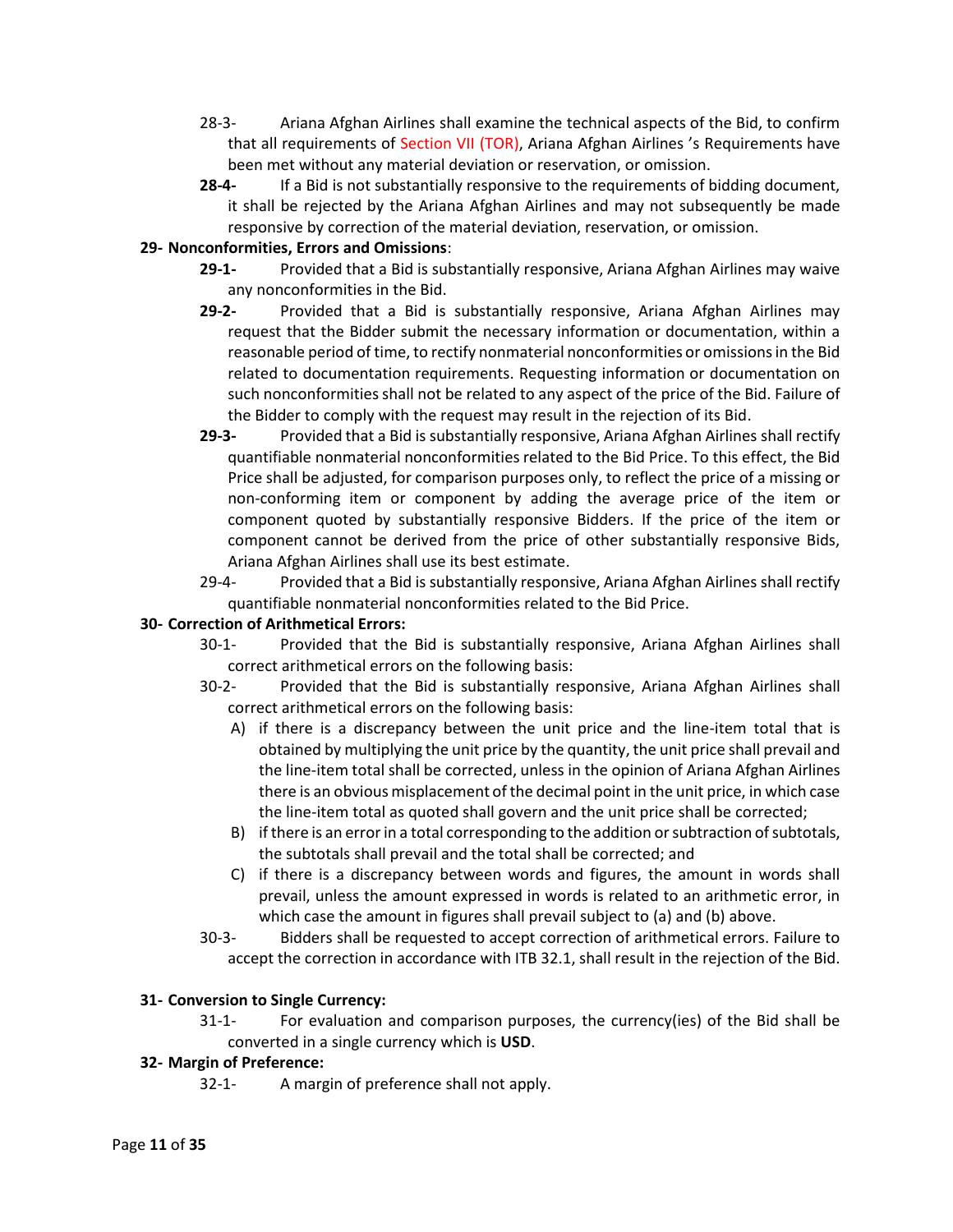28-3- Ariana Afghan Airlines shall examine the technical aspects of the Bid, to confirm that all requirements of Section VII (TOR), Ariana Afghan Airlines 's Requirements have been met without any material deviation or reservation, or omission.

**28-4-** If a Bid is not substantially responsive to the requirements of bidding document, it shall be rejected by the Ariana Afghan Airlines and may not subsequently be made responsive by correction of the material deviation, reservation, or omission.

**29- Nonconformities, Errors and Omissions**:

**29-1-** Provided that a Bid is substantially responsive, Ariana Afghan Airlines may waive any nonconformities in the Bid.

**29-2-** Provided that a Bid is substantially responsive, Ariana Afghan Airlines may request that the Bidder submit the necessary information or documentation, within a reasonable period of time, to rectify nonmaterial nonconformities or omissions in the Bid related to documentation requirements. Requesting information or documentation on such nonconformities shall not be related to any aspect of the price of the Bid. Failure of the Bidder to comply with the request may result in the rejection of its Bid.

**29-3-** Provided that a Bid is substantially responsive, Ariana Afghan Airlines shall rectify quantifiable nonmaterial nonconformities related to the Bid Price. To this effect, the Bid Price shall be adjusted, for comparison purposes only, to reflect the price of a missing or non-conforming item or component by adding the average price of the item or component quoted by substantially responsive Bidders. If the price of the item or component cannot be derived from the price of other substantially responsive Bids, Ariana Afghan Airlines shall use its best estimate.

29-4- Provided that a Bid is substantially responsive, Ariana Afghan Airlines shall rectify quantifiable nonmaterial nonconformities related to the Bid Price.

**30- Correction of Arithmetical Errors:**

30-1- Provided that the Bid is substantially responsive, Ariana Afghan Airlines shall correct arithmetical errors on the following basis:

30-2- Provided that the Bid is substantially responsive, Ariana Afghan Airlines shall correct arithmetical errors on the following basis:

A) if there is a discrepancy between the unit price and the line-item total that is obtained by multiplying the unit price by the quantity, the unit price shall prevail and the line-item total shall be corrected, unless in the opinion of Ariana Afghan Airlines there is an obvious misplacement of the decimal point in the unit price, in which case the line-item total as quoted shall govern and the unit price shall be corrected;

B) if there is an error in a total corresponding to the addition or subtraction of subtotals, the subtotals shall prevail and the total shall be corrected; and

C) if there is a discrepancy between words and figures, the amount in words shall prevail, unless the amount expressed in words is related to an arithmetic error, in which case the amount in figures shall prevail subject to (a) and (b) above.

30-3- Bidders shall be requested to accept correction of arithmetical errors. Failure to accept the correction in accordance with ITB 32.1, shall result in the rejection of the Bid.

**31- Conversion to Single Currency:**

31-1- For evaluation and comparison purposes, the currency(ies) of the Bid shall be converted in a single currency which is **USD**.

**32- Margin of Preference:**

32-1- A margin of preference shall not apply.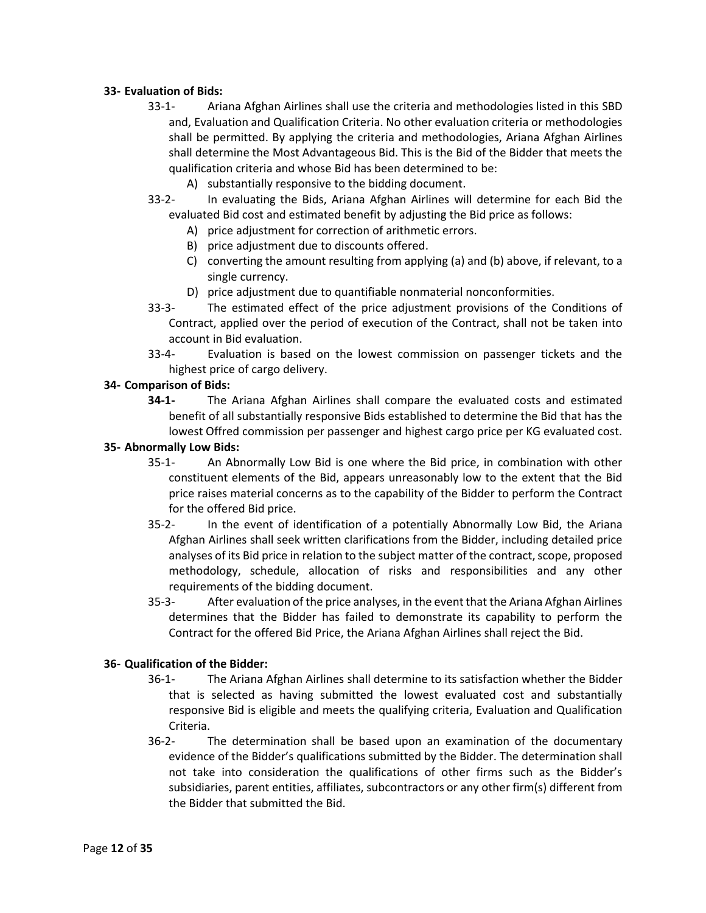**33- Evaluation of Bids:**

33-1- Ariana Afghan Airlines shall use the criteria and methodologies listed in this SBD and, Evaluation and Qualification Criteria. No other evaluation criteria or methodologies shall be permitted. By applying the criteria and methodologies, Ariana Afghan Airlines shall determine the Most Advantageous Bid. This is the Bid of the Bidder that meets the qualification criteria and whose Bid has been determined to be:

A) substantially responsive to the bidding document.

33-2- In evaluating the Bids, Ariana Afghan Airlines will determine for each Bid the evaluated Bid cost and estimated benefit by adjusting the Bid price as follows:

A) price adjustment for correction of arithmetic errors.
B) price adjustment due to discounts offered.
C) converting the amount resulting from applying (a) and (b) above, if relevant, to a single currency.
D) price adjustment due to quantifiable nonmaterial nonconformities.

33-3- The estimated effect of the price adjustment provisions of the Conditions of Contract, applied over the period of execution of the Contract, shall not be taken into account in Bid evaluation.

33-4- Evaluation is based on the lowest commission on passenger tickets and the highest price of cargo delivery.

**34- Comparison of Bids:**

**34-1-** The Ariana Afghan Airlines shall compare the evaluated costs and estimated benefit of all substantially responsive Bids established to determine the Bid that has the lowest Offred commission per passenger and highest cargo price per KG evaluated cost.

**35- Abnormally Low Bids:**

35-1- An Abnormally Low Bid is one where the Bid price, in combination with other constituent elements of the Bid, appears unreasonably low to the extent that the Bid price raises material concerns as to the capability of the Bidder to perform the Contract for the offered Bid price.

35-2- In the event of identification of a potentially Abnormally Low Bid, the Ariana Afghan Airlines shall seek written clarifications from the Bidder, including detailed price analyses of its Bid price in relation to the subject matter of the contract, scope, proposed methodology, schedule, allocation of risks and responsibilities and any other requirements of the bidding document.

35-3- After evaluation of the price analyses, in the event that the Ariana Afghan Airlines determines that the Bidder has failed to demonstrate its capability to perform the Contract for the offered Bid Price, the Ariana Afghan Airlines shall reject the Bid.

**36- Qualification of the Bidder:**

36-1- The Ariana Afghan Airlines shall determine to its satisfaction whether the Bidder that is selected as having submitted the lowest evaluated cost and substantially responsive Bid is eligible and meets the qualifying criteria, Evaluation and Qualification Criteria.

36-2- The determination shall be based upon an examination of the documentary evidence of the Bidder's qualifications submitted by the Bidder. The determination shall not take into consideration the qualifications of other firms such as the Bidder's subsidiaries, parent entities, affiliates, subcontractors or any other firm(s) different from the Bidder that submitted the Bid.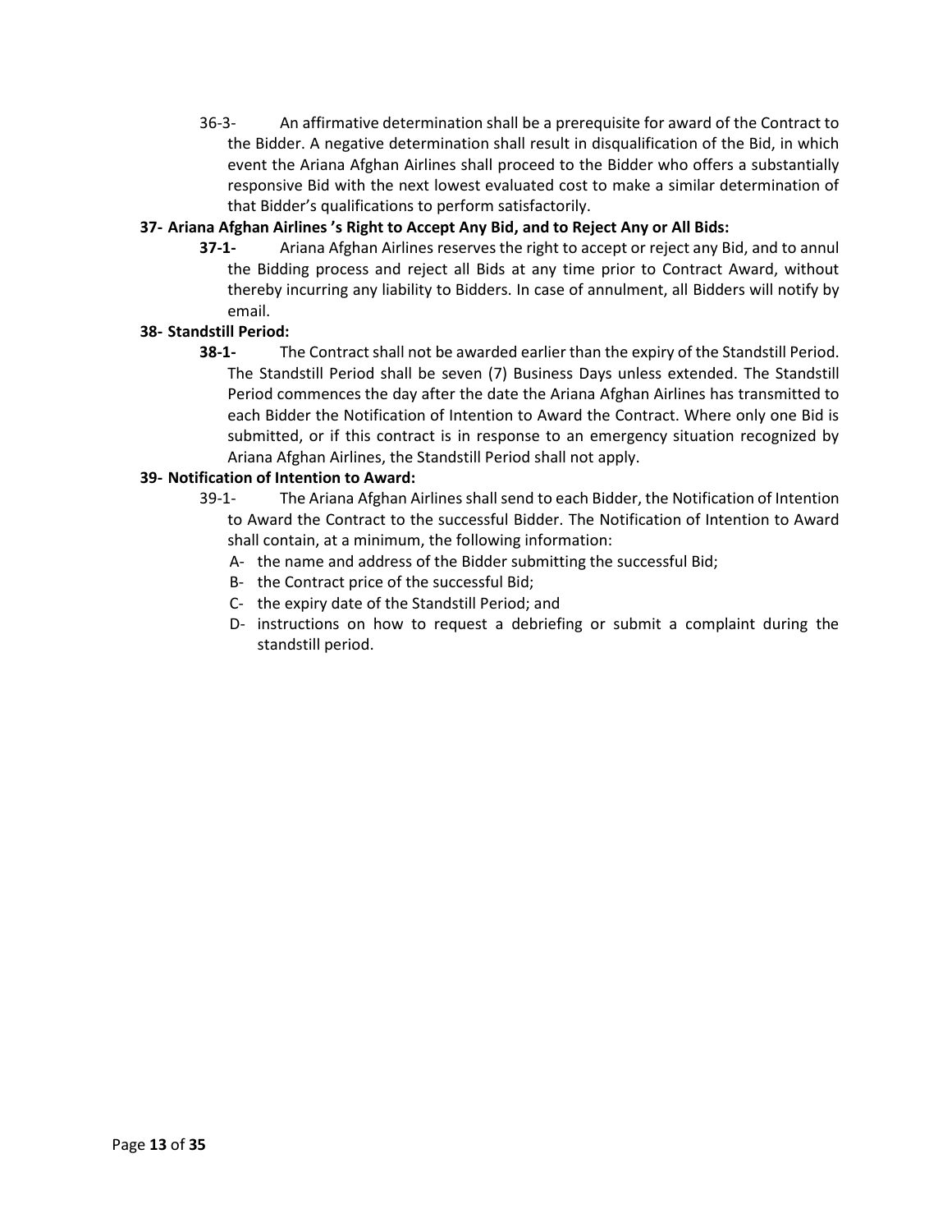36-3- An affirmative determination shall be a prerequisite for award of the Contract to the Bidder. A negative determination shall result in disqualification of the Bid, in which event the Ariana Afghan Airlines shall proceed to the Bidder who offers a substantially responsive Bid with the next lowest evaluated cost to make a similar determination of that Bidder's qualifications to perform satisfactorily.

**37- Ariana Afghan Airlines 's Right to Accept Any Bid, and to Reject Any or All Bids:**

**37-1-** Ariana Afghan Airlines reserves the right to accept or reject any Bid, and to annul the Bidding process and reject all Bids at any time prior to Contract Award, without thereby incurring any liability to Bidders. In case of annulment, all Bidders will notify by email.

**38- Standstill Period:**

**38-1-** The Contract shall not be awarded earlier than the expiry of the Standstill Period. The Standstill Period shall be seven (7) Business Days unless extended. The Standstill Period commences the day after the date the Ariana Afghan Airlines has transmitted to each Bidder the Notification of Intention to Award the Contract. Where only one Bid is submitted, or if this contract is in response to an emergency situation recognized by Ariana Afghan Airlines, the Standstill Period shall not apply.

**39- Notification of Intention to Award:**

39-1- The Ariana Afghan Airlines shall send to each Bidder, the Notification of Intention to Award the Contract to the successful Bidder. The Notification of Intention to Award shall contain, at a minimum, the following information:

- A- the name and address of the Bidder submitting the successful Bid;
- B- the Contract price of the successful Bid;
- C- the expiry date of the Standstill Period; and
- D- instructions on how to request a debriefing or submit a complaint during the standstill period.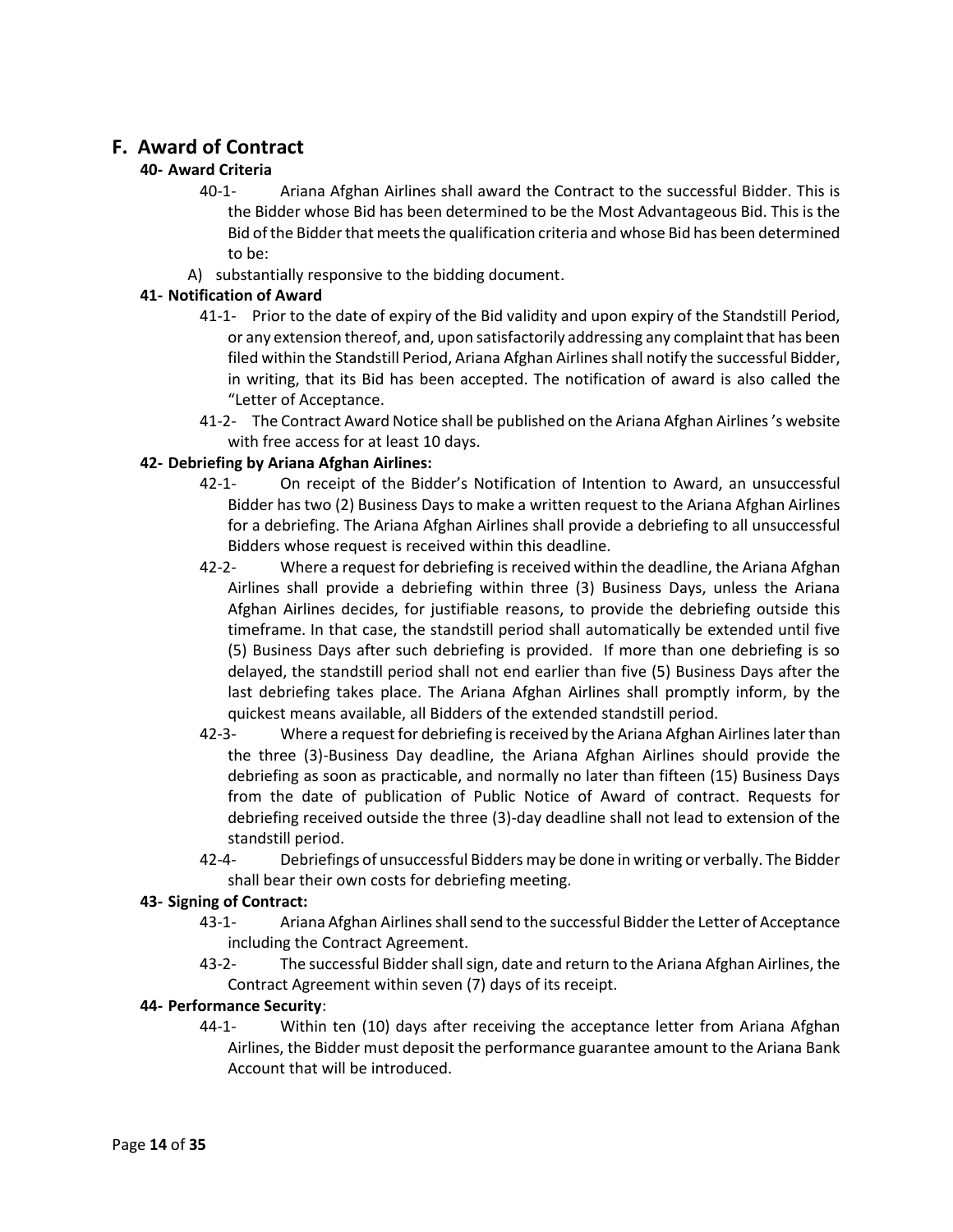## F. Award of Contract

### 40- Award Criteria

40-1- Ariana Afghan Airlines shall award the Contract to the successful Bidder. This is the Bidder whose Bid has been determined to be the Most Advantageous Bid. This is the Bid of the Bidder that meets the qualification criteria and whose Bid has been determined to be:

A) substantially responsive to the bidding document.

### 41- Notification of Award

41-1- Prior to the date of expiry of the Bid validity and upon expiry of the Standstill Period, or any extension thereof, and, upon satisfactorily addressing any complaint that has been filed within the Standstill Period, Ariana Afghan Airlines shall notify the successful Bidder, in writing, that its Bid has been accepted. The notification of award is also called the "Letter of Acceptance.

41-2- The Contract Award Notice shall be published on the Ariana Afghan Airlines 's website with free access for at least 10 days.

### 42- Debriefing by Ariana Afghan Airlines:

42-1- On receipt of the Bidder's Notification of Intention to Award, an unsuccessful Bidder has two (2) Business Days to make a written request to the Ariana Afghan Airlines for a debriefing. The Ariana Afghan Airlines shall provide a debriefing to all unsuccessful Bidders whose request is received within this deadline.

42-2- Where a request for debriefing is received within the deadline, the Ariana Afghan Airlines shall provide a debriefing within three (3) Business Days, unless the Ariana Afghan Airlines decides, for justifiable reasons, to provide the debriefing outside this timeframe. In that case, the standstill period shall automatically be extended until five (5) Business Days after such debriefing is provided. If more than one debriefing is so delayed, the standstill period shall not end earlier than five (5) Business Days after the last debriefing takes place. The Ariana Afghan Airlines shall promptly inform, by the quickest means available, all Bidders of the extended standstill period.

42-3- Where a request for debriefing is received by the Ariana Afghan Airlines later than the three (3)-Business Day deadline, the Ariana Afghan Airlines should provide the debriefing as soon as practicable, and normally no later than fifteen (15) Business Days from the date of publication of Public Notice of Award of contract. Requests for debriefing received outside the three (3)-day deadline shall not lead to extension of the standstill period.

42-4- Debriefings of unsuccessful Bidders may be done in writing or verbally. The Bidder shall bear their own costs for debriefing meeting.

### 43- Signing of Contract:

43-1- Ariana Afghan Airlines shall send to the successful Bidder the Letter of Acceptance including the Contract Agreement.

43-2- The successful Bidder shall sign, date and return to the Ariana Afghan Airlines, the Contract Agreement within seven (7) days of its receipt.

### 44- Performance Security:

44-1- Within ten (10) days after receiving the acceptance letter from Ariana Afghan Airlines, the Bidder must deposit the performance guarantee amount to the Ariana Bank Account that will be introduced.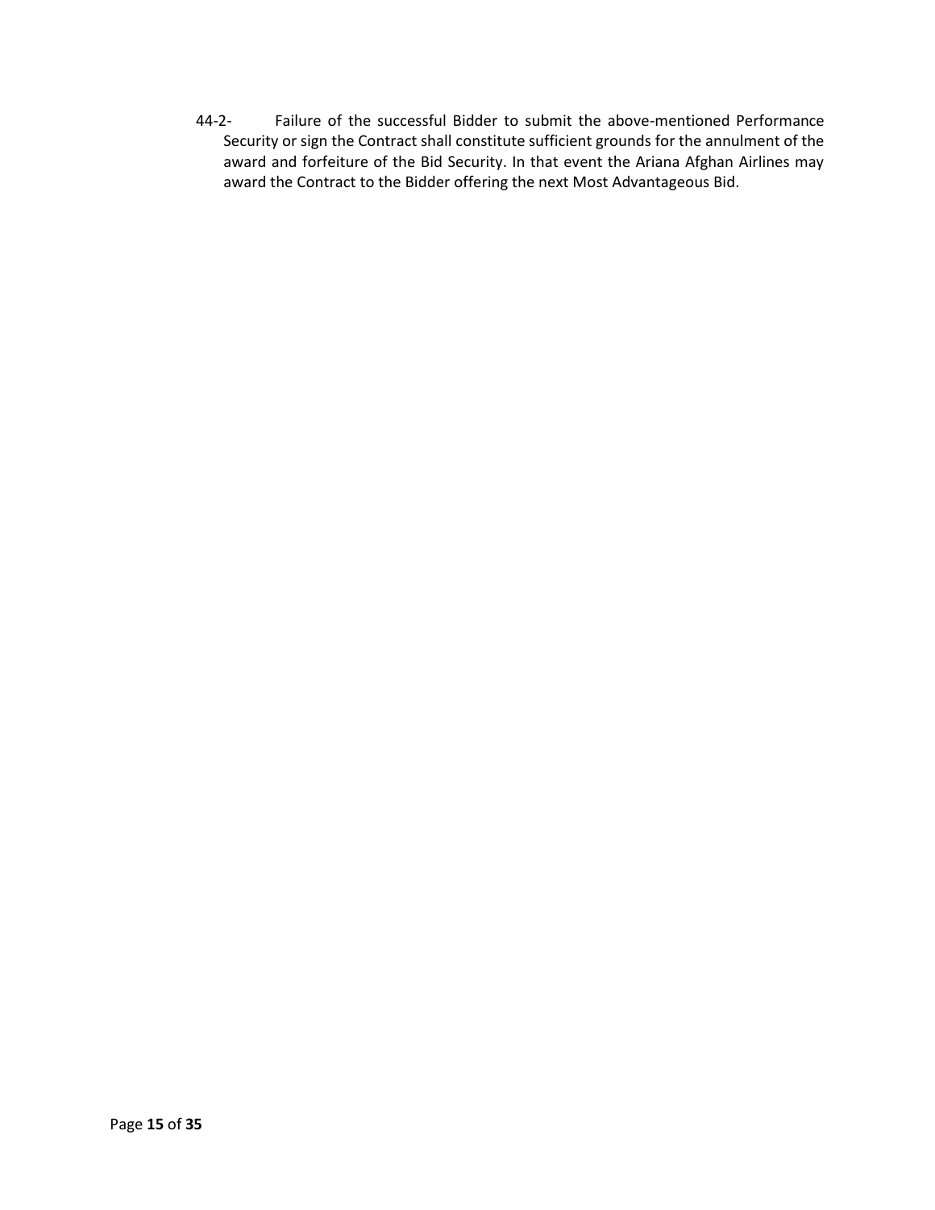44-2- Failure of the successful Bidder to submit the above-mentioned Performance Security or sign the Contract shall constitute sufficient grounds for the annulment of the award and forfeiture of the Bid Security. In that event the Ariana Afghan Airlines may award the Contract to the Bidder offering the next Most Advantageous Bid.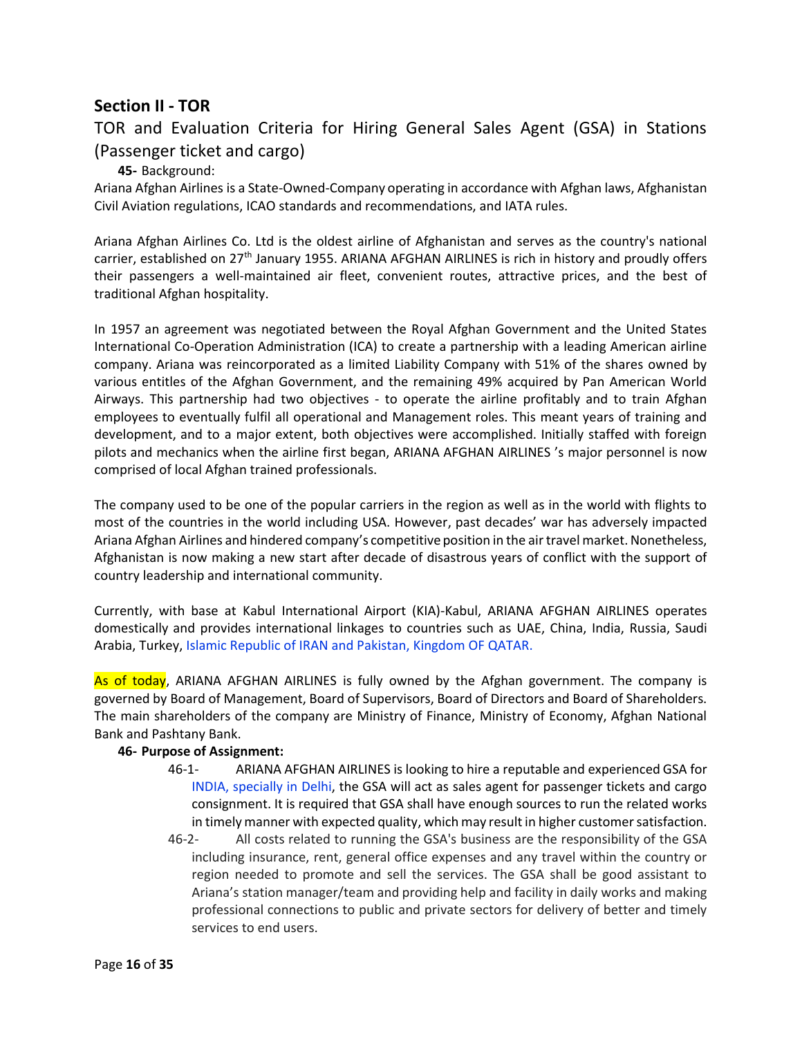## Section II - TOR

### TOR and Evaluation Criteria for Hiring General Sales Agent (GSA) in Stations (Passenger ticket and cargo)

**45-** Background:

Ariana Afghan Airlines is a State-Owned-Company operating in accordance with Afghan laws, Afghanistan Civil Aviation regulations, ICAO standards and recommendations, and IATA rules.

Ariana Afghan Airlines Co. Ltd is the oldest airline of Afghanistan and serves as the country's national carrier, established on 27th January 1955. ARIANA AFGHAN AIRLINES is rich in history and proudly offers their passengers a well-maintained air fleet, convenient routes, attractive prices, and the best of traditional Afghan hospitality.

In 1957 an agreement was negotiated between the Royal Afghan Government and the United States International Co-Operation Administration (ICA) to create a partnership with a leading American airline company. Ariana was reincorporated as a limited Liability Company with 51% of the shares owned by various entitles of the Afghan Government, and the remaining 49% acquired by Pan American World Airways. This partnership had two objectives - to operate the airline profitably and to train Afghan employees to eventually fulfil all operational and Management roles. This meant years of training and development, and to a major extent, both objectives were accomplished. Initially staffed with foreign pilots and mechanics when the airline first began, ARIANA AFGHAN AIRLINES 's major personnel is now comprised of local Afghan trained professionals.

The company used to be one of the popular carriers in the region as well as in the world with flights to most of the countries in the world including USA. However, past decades' war has adversely impacted Ariana Afghan Airlines and hindered company's competitive position in the air travel market. Nonetheless, Afghanistan is now making a new start after decade of disastrous years of conflict with the support of country leadership and international community.

Currently, with base at Kabul International Airport (KIA)-Kabul, ARIANA AFGHAN AIRLINES operates domestically and provides international linkages to countries such as UAE, China, India, Russia, Saudi Arabia, Turkey, Islamic Republic of IRAN and Pakistan, Kingdom OF QATAR.

As of today, ARIANA AFGHAN AIRLINES is fully owned by the Afghan government. The company is governed by Board of Management, Board of Supervisors, Board of Directors and Board of Shareholders. The main shareholders of the company are Ministry of Finance, Ministry of Economy, Afghan National Bank and Pashtany Bank.

**46- Purpose of Assignment:**

- 46-1- ARIANA AFGHAN AIRLINES is looking to hire a reputable and experienced GSA for INDIA, specially in Delhi, the GSA will act as sales agent for passenger tickets and cargo consignment. It is required that GSA shall have enough sources to run the related works in timely manner with expected quality, which may result in higher customer satisfaction.
- 46-2- All costs related to running the GSA's business are the responsibility of the GSA including insurance, rent, general office expenses and any travel within the country or region needed to promote and sell the services. The GSA shall be good assistant to Ariana's station manager/team and providing help and facility in daily works and making professional connections to public and private sectors for delivery of better and timely services to end users.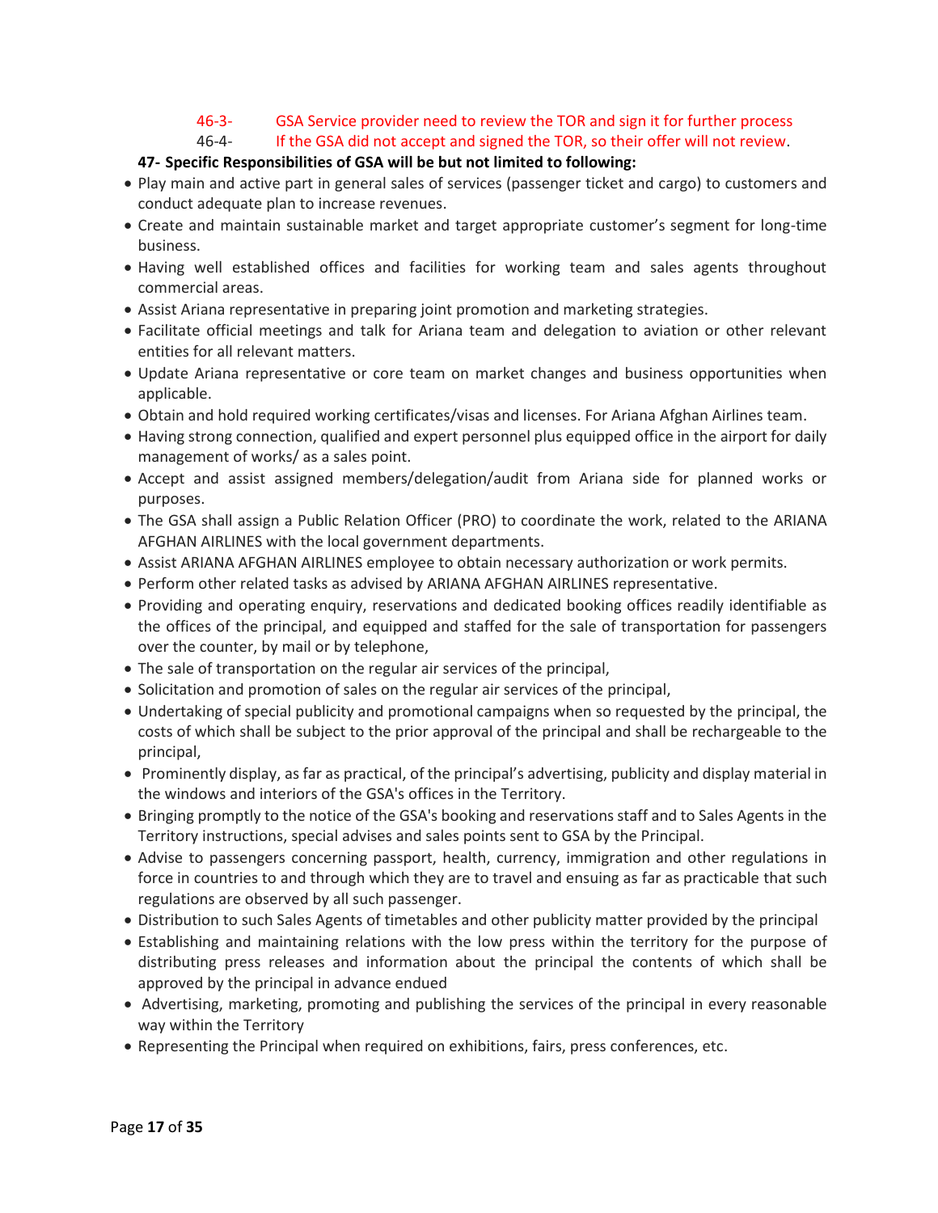46-3- GSA Service provider need to review the TOR and sign it for further process

46-4- If the GSA did not accept and signed the TOR, so their offer will not review.

**47- Specific Responsibilities of GSA will be but not limited to following:**

- Play main and active part in general sales of services (passenger ticket and cargo) to customers and conduct adequate plan to increase revenues.
- Create and maintain sustainable market and target appropriate customer's segment for long-time business.
- Having well established offices and facilities for working team and sales agents throughout commercial areas.
- Assist Ariana representative in preparing joint promotion and marketing strategies.
- Facilitate official meetings and talk for Ariana team and delegation to aviation or other relevant entities for all relevant matters.
- Update Ariana representative or core team on market changes and business opportunities when applicable.
- Obtain and hold required working certificates/visas and licenses. For Ariana Afghan Airlines team.
- Having strong connection, qualified and expert personnel plus equipped office in the airport for daily management of works/ as a sales point.
- Accept and assist assigned members/delegation/audit from Ariana side for planned works or purposes.
- The GSA shall assign a Public Relation Officer (PRO) to coordinate the work, related to the ARIANA AFGHAN AIRLINES with the local government departments.
- Assist ARIANA AFGHAN AIRLINES employee to obtain necessary authorization or work permits.
- Perform other related tasks as advised by ARIANA AFGHAN AIRLINES representative.
- Providing and operating enquiry, reservations and dedicated booking offices readily identifiable as the offices of the principal, and equipped and staffed for the sale of transportation for passengers over the counter, by mail or by telephone,
- The sale of transportation on the regular air services of the principal,
- Solicitation and promotion of sales on the regular air services of the principal,
- Undertaking of special publicity and promotional campaigns when so requested by the principal, the costs of which shall be subject to the prior approval of the principal and shall be rechargeable to the principal,
- Prominently display, as far as practical, of the principal's advertising, publicity and display material in the windows and interiors of the GSA's offices in the Territory.
- Bringing promptly to the notice of the GSA's booking and reservations staff and to Sales Agents in the Territory instructions, special advises and sales points sent to GSA by the Principal.
- Advise to passengers concerning passport, health, currency, immigration and other regulations in force in countries to and through which they are to travel and ensuing as far as practicable that such regulations are observed by all such passenger.
- Distribution to such Sales Agents of timetables and other publicity matter provided by the principal
- Establishing and maintaining relations with the low press within the territory for the purpose of distributing press releases and information about the principal the contents of which shall be approved by the principal in advance endued
- Advertising, marketing, promoting and publishing the services of the principal in every reasonable way within the Territory
- Representing the Principal when required on exhibitions, fairs, press conferences, etc.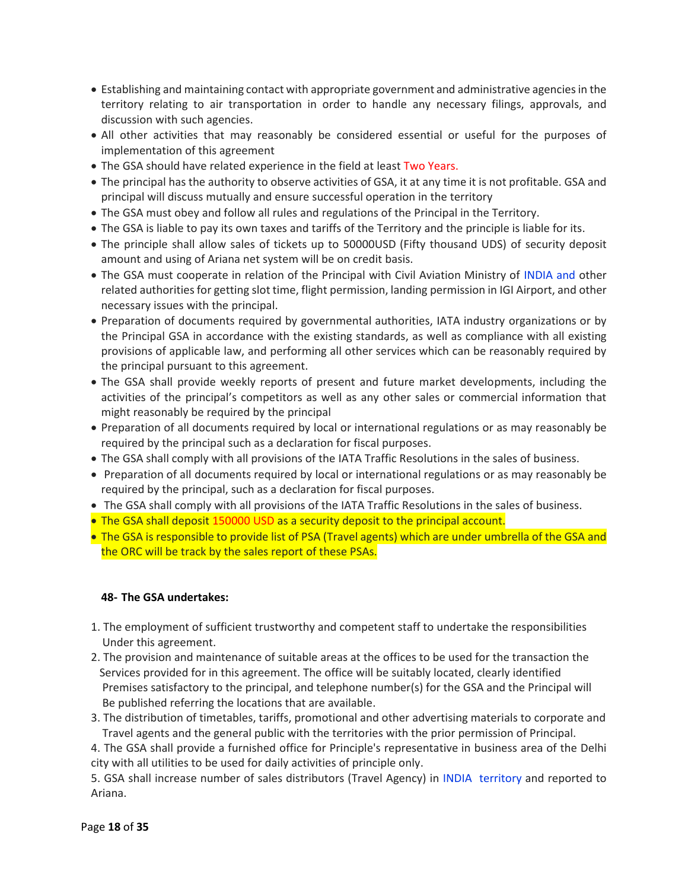- Establishing and maintaining contact with appropriate government and administrative agencies in the territory relating to air transportation in order to handle any necessary filings, approvals, and discussion with such agencies.
- All other activities that may reasonably be considered essential or useful for the purposes of implementation of this agreement
- The GSA should have related experience in the field at least Two Years.
- The principal has the authority to observe activities of GSA, it at any time it is not profitable. GSA and principal will discuss mutually and ensure successful operation in the territory
- The GSA must obey and follow all rules and regulations of the Principal in the Territory.
- The GSA is liable to pay its own taxes and tariffs of the Territory and the principle is liable for its.
- The principle shall allow sales of tickets up to 50000USD (Fifty thousand UDS) of security deposit amount and using of Ariana net system will be on credit basis.
- The GSA must cooperate in relation of the Principal with Civil Aviation Ministry of INDIA and other related authorities for getting slot time, flight permission, landing permission in IGI Airport, and other necessary issues with the principal.
- Preparation of documents required by governmental authorities, IATA industry organizations or by the Principal GSA in accordance with the existing standards, as well as compliance with all existing provisions of applicable law, and performing all other services which can be reasonably required by the principal pursuant to this agreement.
- The GSA shall provide weekly reports of present and future market developments, including the activities of the principal's competitors as well as any other sales or commercial information that might reasonably be required by the principal
- Preparation of all documents required by local or international regulations or as may reasonably be required by the principal such as a declaration for fiscal purposes.
- The GSA shall comply with all provisions of the IATA Traffic Resolutions in the sales of business.
- Preparation of all documents required by local or international regulations or as may reasonably be required by the principal, such as a declaration for fiscal purposes.
- The GSA shall comply with all provisions of the IATA Traffic Resolutions in the sales of business.
- The GSA shall deposit 150000 USD as a security deposit to the principal account.
- The GSA is responsible to provide list of PSA (Travel agents) which are under umbrella of the GSA and the ORC will be track by the sales report of these PSAs.

**48- The GSA undertakes:**

1. The employment of sufficient trustworthy and competent staff to undertake the responsibilities Under this agreement.
2. The provision and maintenance of suitable areas at the offices to be used for the transaction the Services provided for in this agreement. The office will be suitably located, clearly identified Premises satisfactory to the principal, and telephone number(s) for the GSA and the Principal will Be published referring the locations that are available.
3. The distribution of timetables, tariffs, promotional and other advertising materials to corporate and Travel agents and the general public with the territories with the prior permission of Principal.
4. The GSA shall provide a furnished office for Principle's representative in business area of the Delhi city with all utilities to be used for daily activities of principle only.
5. GSA shall increase number of sales distributors (Travel Agency) in INDIA territory and reported to Ariana.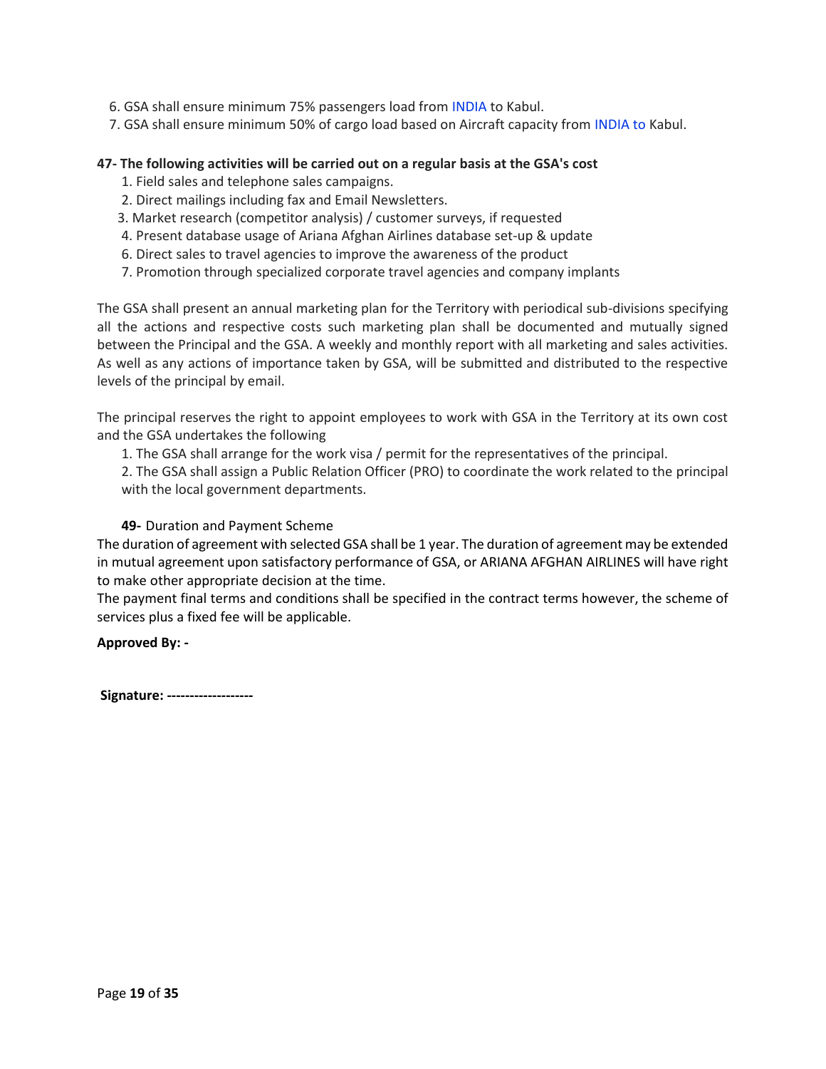6. GSA shall ensure minimum 75% passengers load from INDIA to Kabul.
7. GSA shall ensure minimum 50% of cargo load based on Aircraft capacity from INDIA to Kabul.

**47- The following activities will be carried out on a regular basis at the GSA's cost**

1. Field sales and telephone sales campaigns.
2. Direct mailings including fax and Email Newsletters.
3. Market research (competitor analysis) / customer surveys, if requested
4. Present database usage of Ariana Afghan Airlines database set-up & update
6. Direct sales to travel agencies to improve the awareness of the product
7. Promotion through specialized corporate travel agencies and company implants

The GSA shall present an annual marketing plan for the Territory with periodical sub-divisions specifying all the actions and respective costs such marketing plan shall be documented and mutually signed between the Principal and the GSA. A weekly and monthly report with all marketing and sales activities. As well as any actions of importance taken by GSA, will be submitted and distributed to the respective levels of the principal by email.

The principal reserves the right to appoint employees to work with GSA in the Territory at its own cost and the GSA undertakes the following

1. The GSA shall arrange for the work visa / permit for the representatives of the principal.
2. The GSA shall assign a Public Relation Officer (PRO) to coordinate the work related to the principal with the local government departments.

**49-** Duration and Payment Scheme

The duration of agreement with selected GSA shall be 1 year. The duration of agreement may be extended in mutual agreement upon satisfactory performance of GSA, or ARIANA AFGHAN AIRLINES will have right to make other appropriate decision at the time.

The payment final terms and conditions shall be specified in the contract terms however, the scheme of services plus a fixed fee will be applicable.

**Approved By: -**

**Signature: -------------------**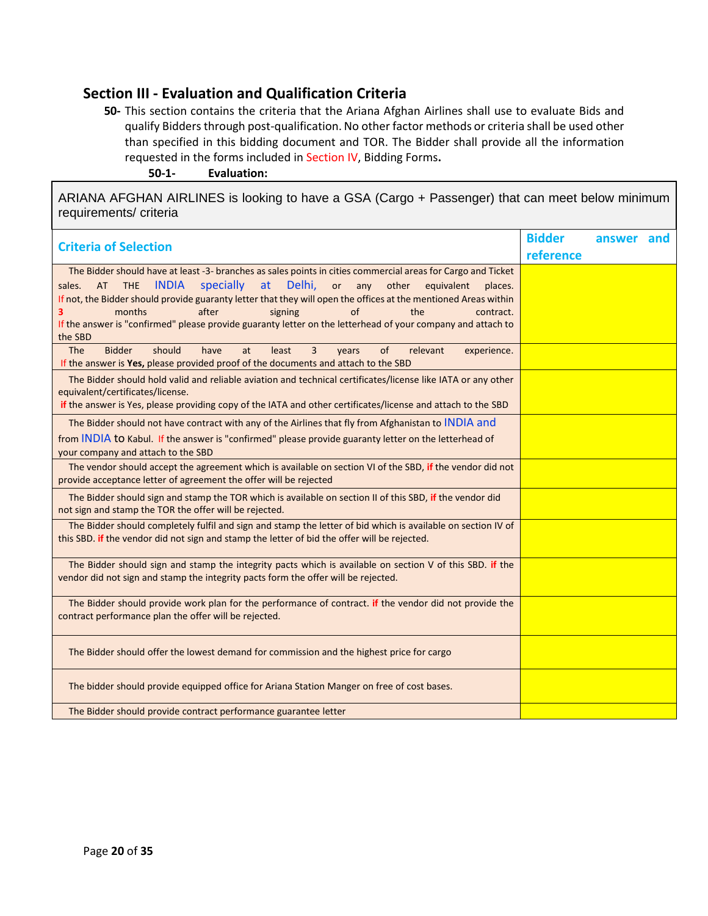## Section III - Evaluation and Qualification Criteria

**50-** This section contains the criteria that the Ariana Afghan Airlines shall use to evaluate Bids and qualify Bidders through post-qualification. No other factor methods or criteria shall be used other than specified in this bidding document and TOR. The Bidder shall provide all the information requested in the forms included in Section IV, Bidding Forms**.**

**50-1- Evaluation:**

| ARIANA AFGHAN AIRLINES is looking to have a GSA (Cargo + Passenger) that can meet below minimum requirements/ criteria | |
|---|---|
| **Criteria of Selection** | **Bidder answer and reference** |
| The Bidder should have at least -3- branches as sales points in cities commercial areas for Cargo and Ticket sales. AT THE INDIA specially at Delhi, or any other equivalent places. If not, the Bidder should provide guaranty letter that they will open the offices at the mentioned Areas within **3** months after signing of the contract. If the answer is "confirmed" please provide guaranty letter on the letterhead of your company and attach to the SBD | |
| The Bidder should have at least 3 years of relevant experience. If the answer is **Yes,** please provided proof of the documents and attach to the SBD | |
| The Bidder should hold valid and reliable aviation and technical certificates/license like IATA or any other equivalent/certificates/license. **if** the answer is Yes, please providing copy of the IATA and other certificates/license and attach to the SBD | |
| The Bidder should not have contract with any of the Airlines that fly from Afghanistan to INDIA and from INDIA to Kabul. If the answer is "confirmed" please provide guaranty letter on the letterhead of your company and attach to the SBD | |
| The vendor should accept the agreement which is available on section VI of the SBD, **if** the vendor did not provide acceptance letter of agreement the offer will be rejected | |
| The Bidder should sign and stamp the TOR which is available on section II of this SBD, **if** the vendor did not sign and stamp the TOR the offer will be rejected. | |
| The Bidder should completely fulfil and sign and stamp the letter of bid which is available on section IV of this SBD. **if** the vendor did not sign and stamp the letter of bid the offer will be rejected. | |
| The Bidder should sign and stamp the integrity pacts which is available on section V of this SBD. **if** the vendor did not sign and stamp the integrity pacts form the offer will be rejected. | |
| The Bidder should provide work plan for the performance of contract. **if** the vendor did not provide the contract performance plan the offer will be rejected. | |
| The Bidder should offer the lowest demand for commission and the highest price for cargo | |
| The bidder should provide equipped office for Ariana Station Manger on free of cost bases. | |
| The Bidder should provide contract performance guarantee letter | |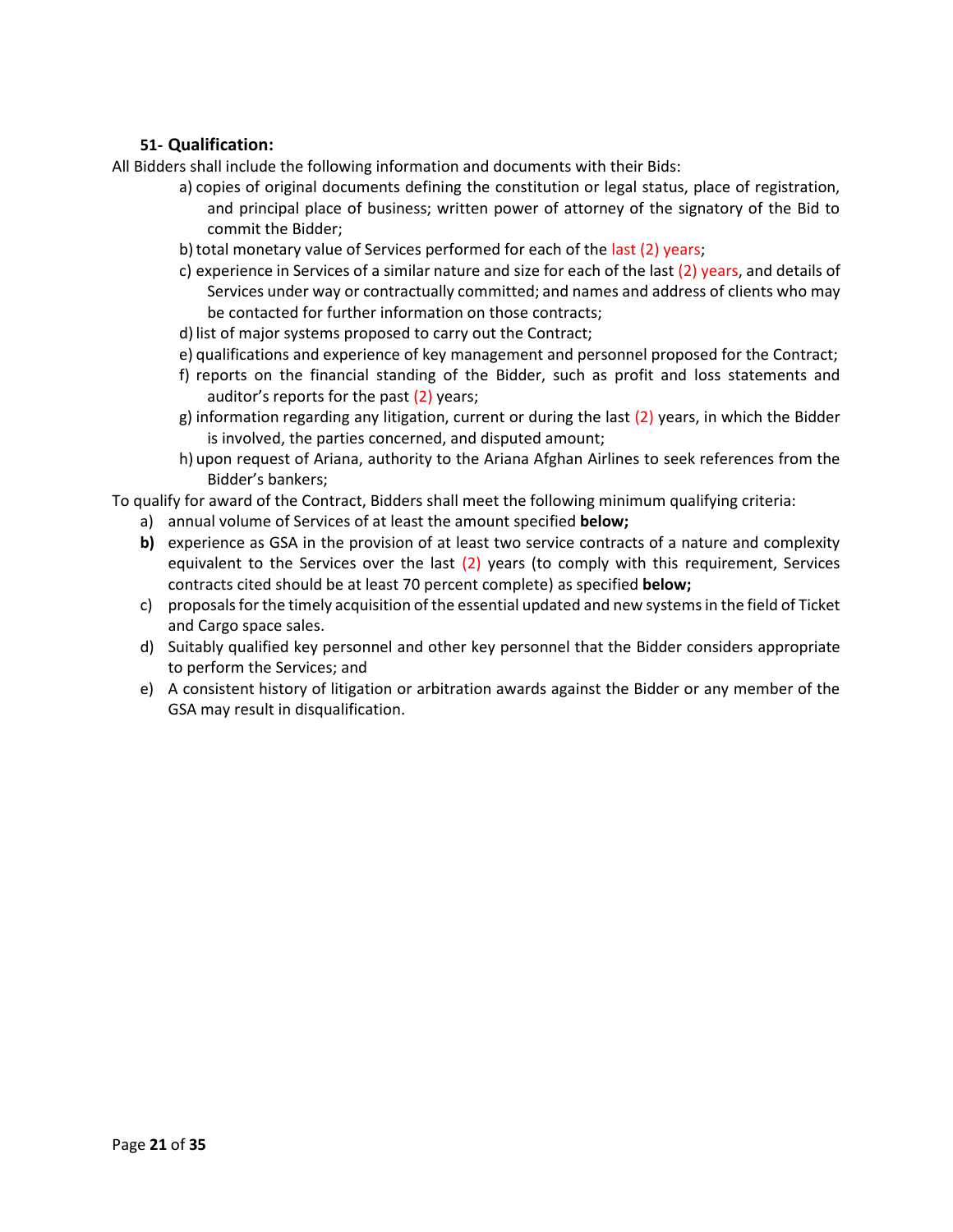### 51- Qualification:

All Bidders shall include the following information and documents with their Bids:

a) copies of original documents defining the constitution or legal status, place of registration, and principal place of business; written power of attorney of the signatory of the Bid to commit the Bidder;

b) total monetary value of Services performed for each of the last (2) years;

c) experience in Services of a similar nature and size for each of the last (2) years, and details of Services under way or contractually committed; and names and address of clients who may be contacted for further information on those contracts;

d) list of major systems proposed to carry out the Contract;

e) qualifications and experience of key management and personnel proposed for the Contract;

f) reports on the financial standing of the Bidder, such as profit and loss statements and auditor's reports for the past (2) years;

g) information regarding any litigation, current or during the last (2) years, in which the Bidder is involved, the parties concerned, and disputed amount;

h) upon request of Ariana, authority to the Ariana Afghan Airlines to seek references from the Bidder's bankers;

To qualify for award of the Contract, Bidders shall meet the following minimum qualifying criteria:

a) annual volume of Services of at least the amount specified **below;**

**b)** experience as GSA in the provision of at least two service contracts of a nature and complexity equivalent to the Services over the last (2) years (to comply with this requirement, Services contracts cited should be at least 70 percent complete) as specified **below;**

c) proposals for the timely acquisition of the essential updated and new systems in the field of Ticket and Cargo space sales.

d) Suitably qualified key personnel and other key personnel that the Bidder considers appropriate to perform the Services; and

e) A consistent history of litigation or arbitration awards against the Bidder or any member of the GSA may result in disqualification.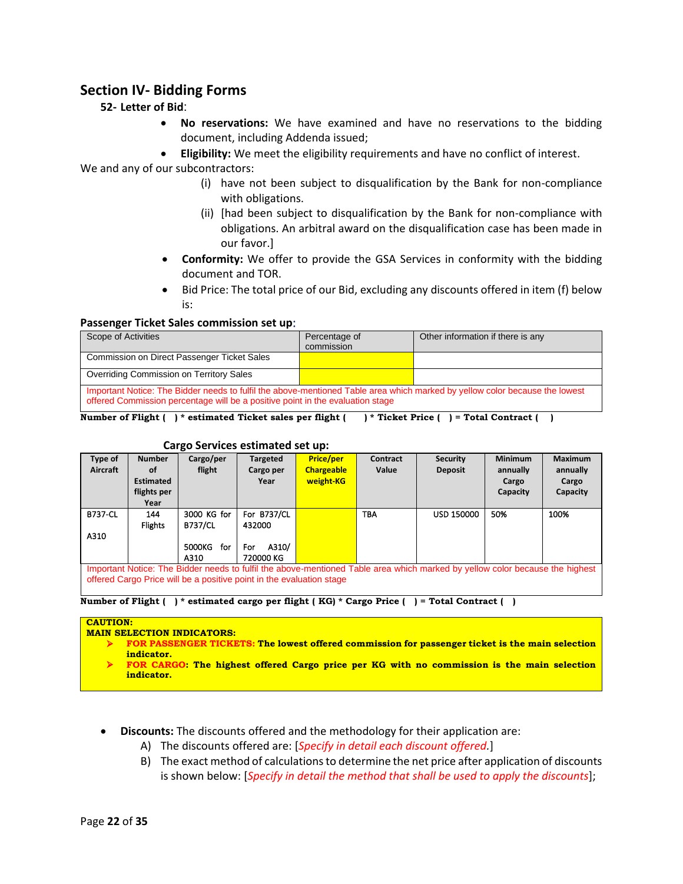## Section IV- Bidding Forms

**52- Letter of Bid**:

- **No reservations:** We have examined and have no reservations to the bidding document, including Addenda issued;
- **Eligibility:** We meet the eligibility requirements and have no conflict of interest.

We and any of our subcontractors:

(i) have not been subject to disqualification by the Bank for non-compliance with obligations.

(ii) [had been subject to disqualification by the Bank for non-compliance with obligations. An arbitral award on the disqualification case has been made in our favor.]

- **Conformity:** We offer to provide the GSA Services in conformity with the bidding document and TOR.
- Bid Price: The total price of our Bid, excluding any discounts offered in item (f) below is:

**Passenger Ticket Sales commission set up**:

| Scope of Activities | Percentage of commission | Other information if there is any |
|---|---|---|
| Commission on Direct Passenger Ticket Sales | | |
| Overriding Commission on Territory Sales | | |
| Important Notice: The Bidder needs to fulfil the above-mentioned Table area which marked by yellow color because the lowest offered Commission percentage will be a positive point in the evaluation stage | | |

**Number of Flight ( ) * estimated Ticket sales per flight ( ) * Ticket Price ( ) = Total Contract ( )**

**Cargo Services estimated set up:**

| Type of Aircraft | Number of Estimated flights per Year | Cargo/per flight | Targeted Cargo per Year | Price/per Chargeable weight-KG | Contract Value | Security Deposit | Minimum annually Cargo Capacity | Maximum annually Cargo Capacity |
|---|---|---|---|---|---|---|---|---|
| B737-CL<br><br>A310 | 144 Flights | 3000 KG for B737/CL<br><br>5000KG for A310 | For B737/CL 432000<br><br>For A310/ 720000 KG | | TBA | USD 150000 | 50% | 100% |
| Important Notice: The Bidder needs to fulfil the above-mentioned Table area which marked by yellow color because the highest offered Cargo Price will be a positive point in the evaluation stage | | | | | | | | |

**Number of Flight ( ) * estimated cargo per flight ( KG) * Cargo Price ( ) = Total Contract ( )**

**CAUTION:**
**MAIN SELECTION INDICATORS:**

- **FOR PASSENGER TICKETS: The lowest offered commission for passenger ticket is the main selection indicator.**
- **FOR CARGO: The highest offered Cargo price per KG with no commission is the main selection indicator.**

- **Discounts:** The discounts offered and the methodology for their application are:
  - A) The discounts offered are: [*Specify in detail each discount offered.*]
  - B) The exact method of calculations to determine the net price after application of discounts is shown below: [*Specify in detail the method that shall be used to apply the discounts*];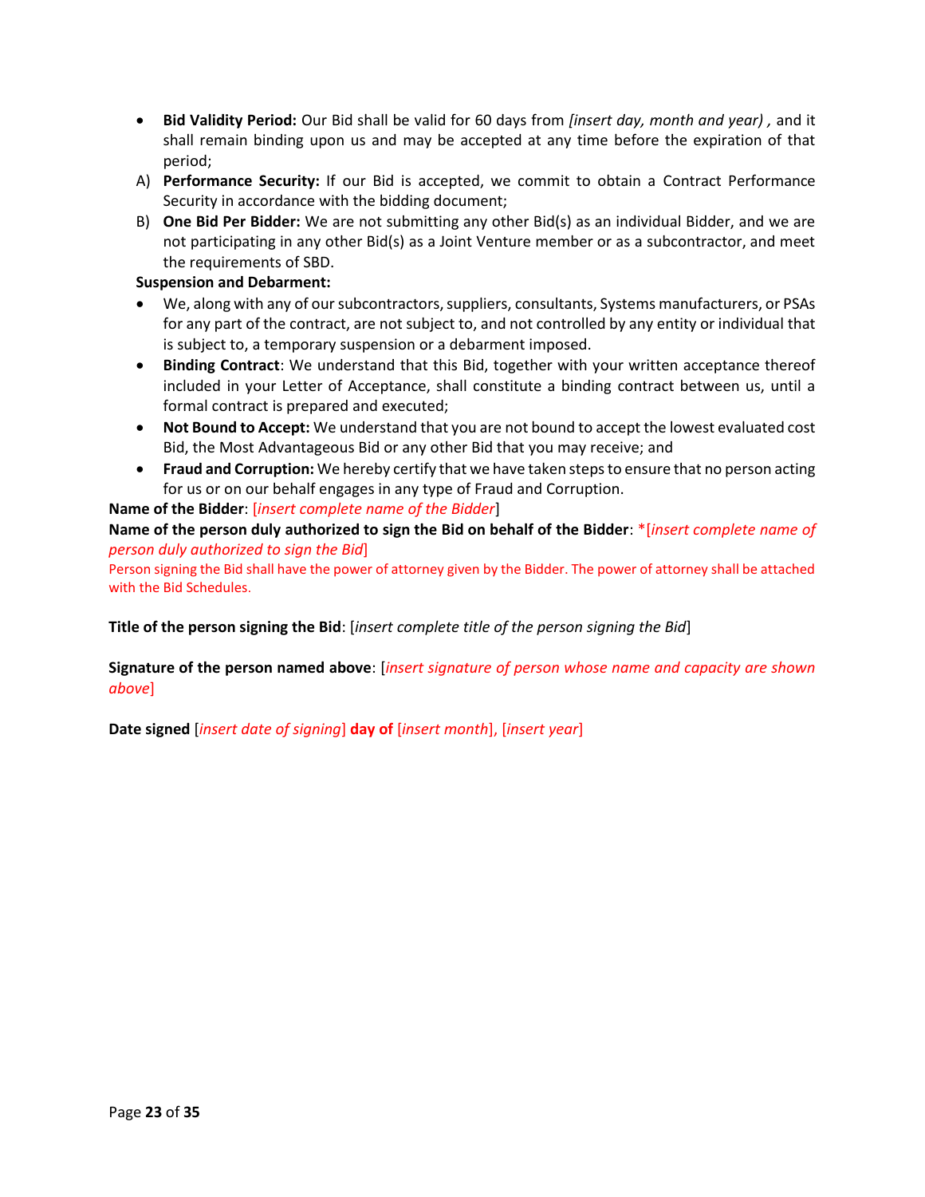- **Bid Validity Period:** Our Bid shall be valid for 60 days from *[insert day, month and year) ,* and it shall remain binding upon us and may be accepted at any time before the expiration of that period;

A) **Performance Security:** If our Bid is accepted, we commit to obtain a Contract Performance Security in accordance with the bidding document;

B) **One Bid Per Bidder:** We are not submitting any other Bid(s) as an individual Bidder, and we are not participating in any other Bid(s) as a Joint Venture member or as a subcontractor, and meet the requirements of SBD.

**Suspension and Debarment:**

- We, along with any of our subcontractors, suppliers, consultants, Systems manufacturers, or PSAs for any part of the contract, are not subject to, and not controlled by any entity or individual that is subject to, a temporary suspension or a debarment imposed.
- **Binding Contract**: We understand that this Bid, together with your written acceptance thereof included in your Letter of Acceptance, shall constitute a binding contract between us, until a formal contract is prepared and executed;
- **Not Bound to Accept:** We understand that you are not bound to accept the lowest evaluated cost Bid, the Most Advantageous Bid or any other Bid that you may receive; and
- **Fraud and Corruption:** We hereby certify that we have taken steps to ensure that no person acting for us or on our behalf engages in any type of Fraud and Corruption.

**Name of the Bidder**: [*insert complete name of the Bidder*]

**Name of the person duly authorized to sign the Bid on behalf of the Bidder**: *[*insert complete name of person duly authorized to sign the Bid*]

Person signing the Bid shall have the power of attorney given by the Bidder. The power of attorney shall be attached with the Bid Schedules.

**Title of the person signing the Bid**: [*insert complete title of the person signing the Bid*]

**Signature of the person named above**: [*insert signature of person whose name and capacity are shown above*]

**Date signed** [*insert date of signing*] **day of** [*insert month*], [*insert year*]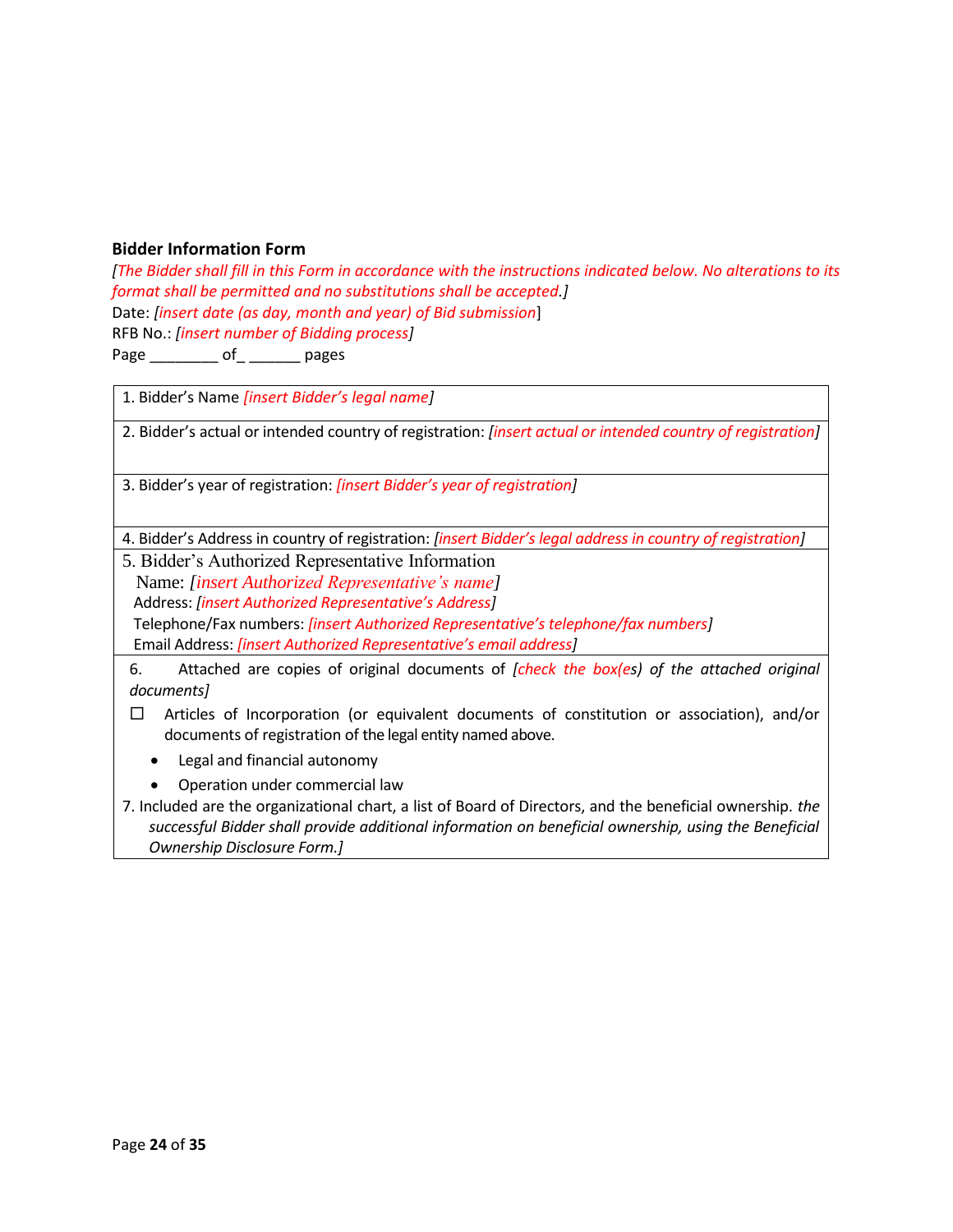**Bidder Information Form**

*[The Bidder shall fill in this Form in accordance with the instructions indicated below. No alterations to its format shall be permitted and no substitutions shall be accepted.]*

Date: *[insert date (as day, month and year) of Bid submission*]

RFB No.: *[insert number of Bidding process]*

Page ________ of_ ______ pages

| |
|---|
| 1. Bidder's Name *[insert Bidder's legal name]* |
| 2. Bidder's actual or intended country of registration: *[insert actual or intended country of registration]* |
| 3. Bidder's year of registration: *[insert Bidder's year of registration]* |
| 4. Bidder's Address in country of registration: *[insert Bidder's legal address in country of registration]* |
| 5. Bidder's Authorized Representative Information<br>Name: *[insert Authorized Representative's name]*<br>Address: *[insert Authorized Representative's Address]*<br>Telephone/Fax numbers: *[insert Authorized Representative's telephone/fax numbers]*<br>Email Address: *[insert Authorized Representative's email address]* |
| 6. Attached are copies of original documents of *[check the box(es) of the attached original documents]*<br>☐ Articles of Incorporation (or equivalent documents of constitution or association), and/or documents of registration of the legal entity named above.<br>• Legal and financial autonomy<br>• Operation under commercial law<br>7. Included are the organizational chart, a list of Board of Directors, and the beneficial ownership. *the successful Bidder shall provide additional information on beneficial ownership, using the Beneficial Ownership Disclosure Form.]* |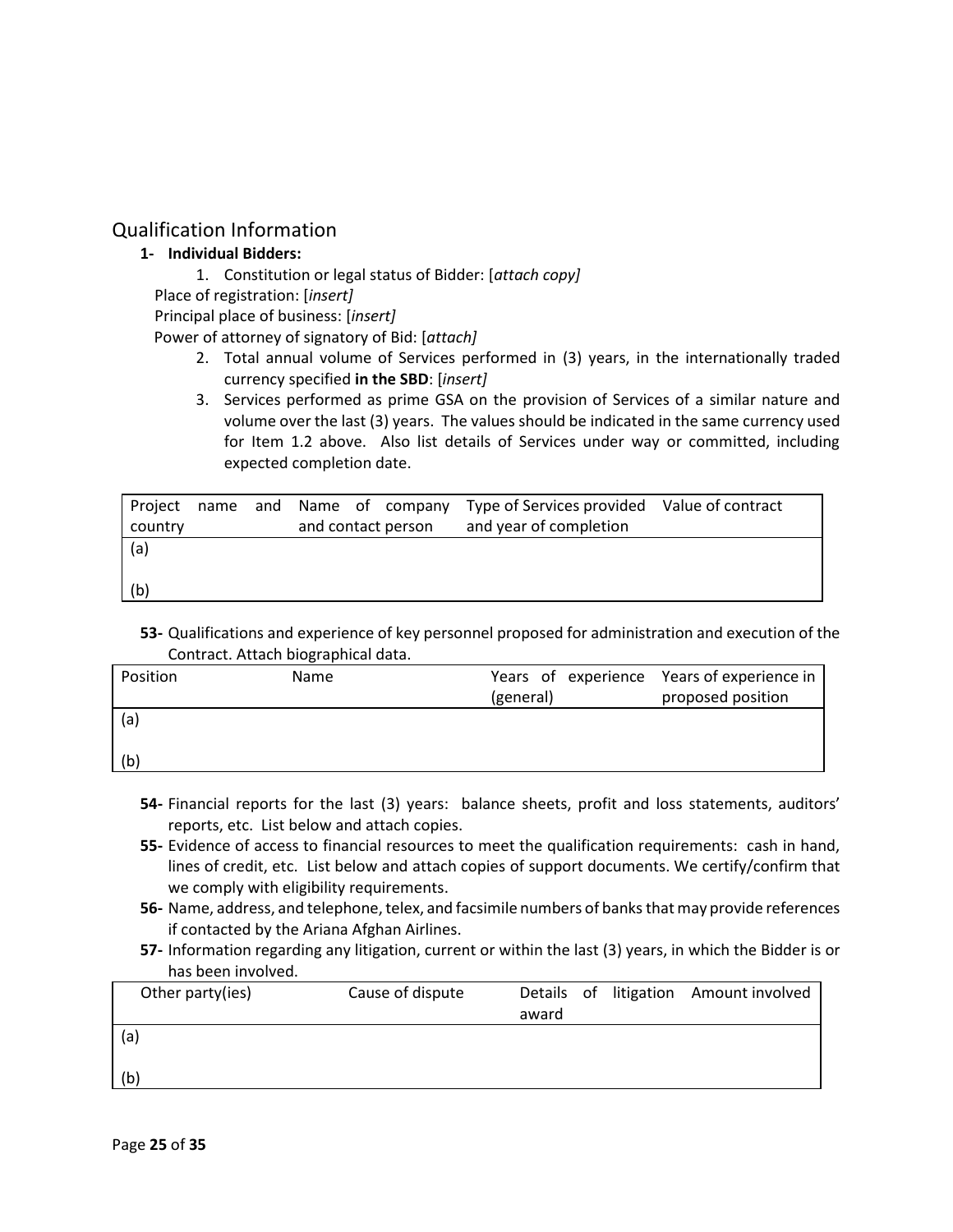## Qualification Information

**1- Individual Bidders:**

1. Constitution or legal status of Bidder: [*attach copy]*

Place of registration: [*insert]*

Principal place of business: [*insert]*

Power of attorney of signatory of Bid: [*attach]*

2. Total annual volume of Services performed in (3) years, in the internationally traded currency specified **in the SBD**: [*insert]*
3. Services performed as prime GSA on the provision of Services of a similar nature and volume over the last (3) years. The values should be indicated in the same currency used for Item 1.2 above. Also list details of Services under way or committed, including expected completion date.

| Project name and country | Name of company and contact person | Type of Services provided and year of completion | Value of contract |
|---|---|---|---|
| (a) | | | |
| (b) | | | |

**53-** Qualifications and experience of key personnel proposed for administration and execution of the Contract. Attach biographical data.

| Position | Name | Years of experience (general) | Years of experience in proposed position |
|---|---|---|---|
| (a) | | | |
| (b) | | | |

**54-** Financial reports for the last (3) years: balance sheets, profit and loss statements, auditors' reports, etc. List below and attach copies.

**55-** Evidence of access to financial resources to meet the qualification requirements: cash in hand, lines of credit, etc. List below and attach copies of support documents. We certify/confirm that we comply with eligibility requirements.

**56-** Name, address, and telephone, telex, and facsimile numbers of banks that may provide references if contacted by the Ariana Afghan Airlines.

**57-** Information regarding any litigation, current or within the last (3) years, in which the Bidder is or has been involved.

| Other party(ies) | Cause of dispute | Details of litigation award | Amount involved |
|---|---|---|---|
| (a) | | | |
| (b) | | | |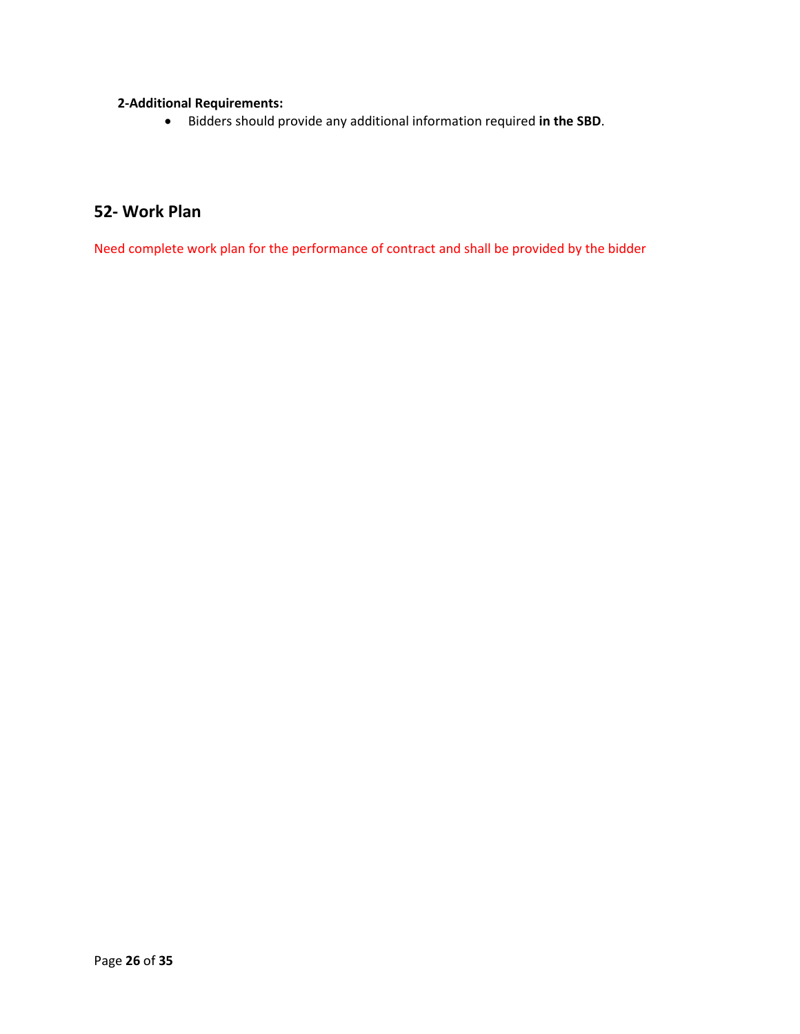**2-Additional Requirements:**

- Bidders should provide any additional information required **in the SBD**.

## 52- Work Plan

Need complete work plan for the performance of contract and shall be provided by the bidder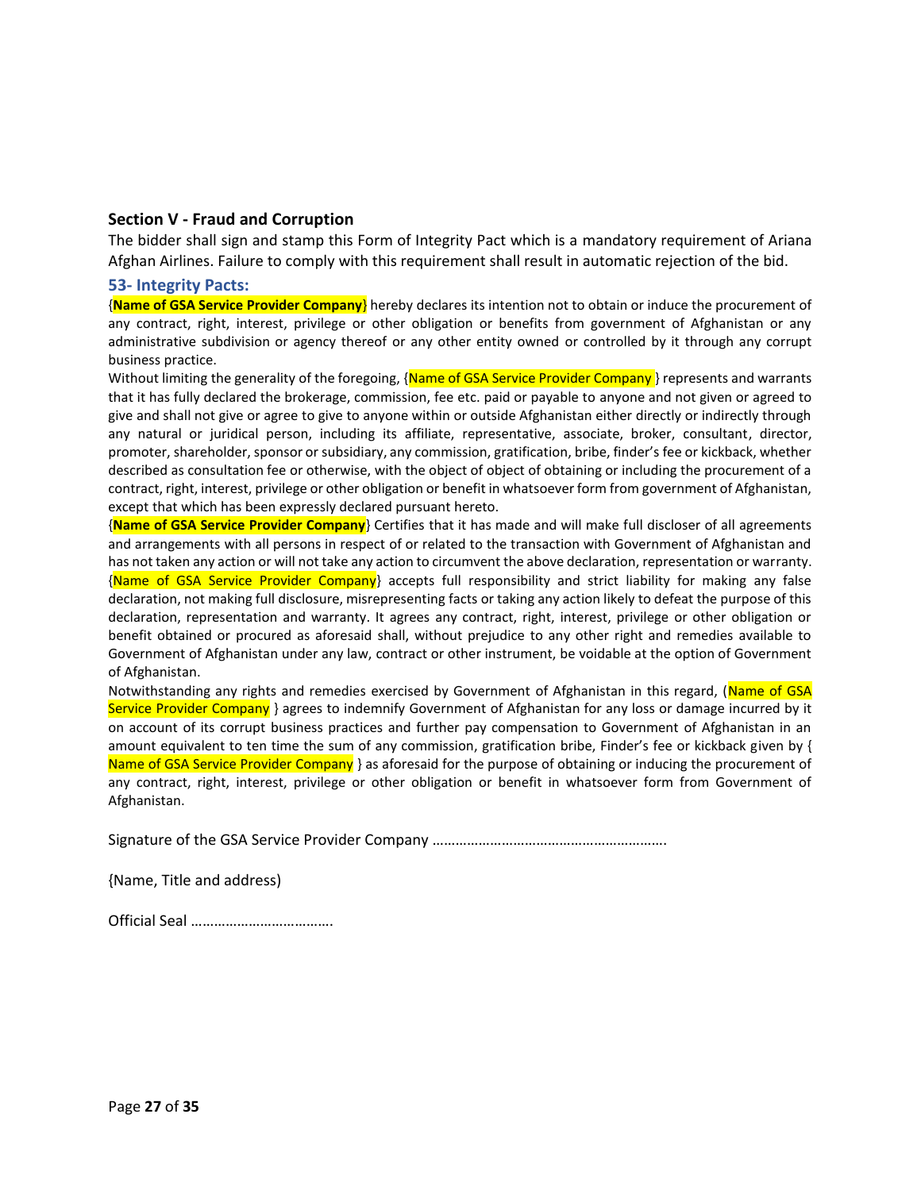## Section V - Fraud and Corruption

The bidder shall sign and stamp this Form of Integrity Pact which is a mandatory requirement of Ariana Afghan Airlines. Failure to comply with this requirement shall result in automatic rejection of the bid.

### 53- Integrity Pacts:

{**Name of GSA Service Provider Company**} hereby declares its intention not to obtain or induce the procurement of any contract, right, interest, privilege or other obligation or benefits from government of Afghanistan or any administrative subdivision or agency thereof or any other entity owned or controlled by it through any corrupt business practice.

Without limiting the generality of the foregoing, {Name of GSA Service Provider Company } represents and warrants that it has fully declared the brokerage, commission, fee etc. paid or payable to anyone and not given or agreed to give and shall not give or agree to give to anyone within or outside Afghanistan either directly or indirectly through any natural or juridical person, including its affiliate, representative, associate, broker, consultant, director, promoter, shareholder, sponsor or subsidiary, any commission, gratification, bribe, finder's fee or kickback, whether described as consultation fee or otherwise, with the object of object of obtaining or including the procurement of a contract, right, interest, privilege or other obligation or benefit in whatsoever form from government of Afghanistan, except that which has been expressly declared pursuant hereto.

{**Name of GSA Service Provider Company**} Certifies that it has made and will make full discloser of all agreements and arrangements with all persons in respect of or related to the transaction with Government of Afghanistan and has not taken any action or will not take any action to circumvent the above declaration, representation or warranty. {Name of GSA Service Provider Company} accepts full responsibility and strict liability for making any false declaration, not making full disclosure, misrepresenting facts or taking any action likely to defeat the purpose of this declaration, representation and warranty. It agrees any contract, right, interest, privilege or other obligation or benefit obtained or procured as aforesaid shall, without prejudice to any other right and remedies available to Government of Afghanistan under any law, contract or other instrument, be voidable at the option of Government of Afghanistan.

Notwithstanding any rights and remedies exercised by Government of Afghanistan in this regard, {Name of GSA Service Provider Company } agrees to indemnify Government of Afghanistan for any loss or damage incurred by it on account of its corrupt business practices and further pay compensation to Government of Afghanistan in an amount equivalent to ten time the sum of any commission, gratification bribe, Finder's fee or kickback given by { Name of GSA Service Provider Company } as aforesaid for the purpose of obtaining or inducing the procurement of any contract, right, interest, privilege or other obligation or benefit in whatsoever form from Government of Afghanistan.

Signature of the GSA Service Provider Company …………………………………………………….

{Name, Title and address)

Official Seal ……………………………….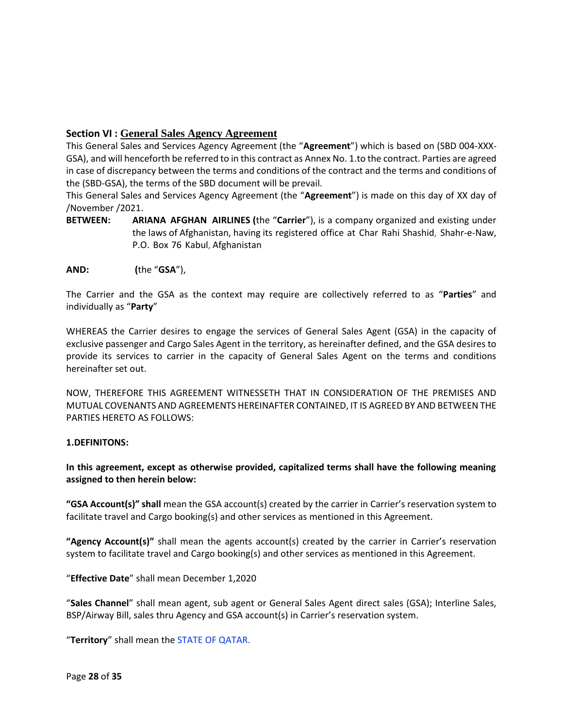## Section VI : General Sales Agency Agreement

This General Sales and Services Agency Agreement (the "**Agreement**") which is based on (SBD 004-XXX-GSA), and will henceforth be referred to in this contract as Annex No. 1.to the contract. Parties are agreed in case of discrepancy between the terms and conditions of the contract and the terms and conditions of the (SBD-GSA), the terms of the SBD document will be prevail.

This General Sales and Services Agency Agreement (the "**Agreement**") is made on this day of XX day of /November /2021.

**BETWEEN:** **ARIANA AFGHAN AIRLINES (**the "**Carrier**"), is a company organized and existing under the laws of Afghanistan, having its registered office at Char Rahi Shashid, Shahr-e-Naw, P.O. Box 76 Kabul, Afghanistan

**AND:** **(**the "**GSA**"),

The Carrier and the GSA as the context may require are collectively referred to as "**Parties**" and individually as "**Party**"

WHEREAS the Carrier desires to engage the services of General Sales Agent (GSA) in the capacity of exclusive passenger and Cargo Sales Agent in the territory, as hereinafter defined, and the GSA desires to provide its services to carrier in the capacity of General Sales Agent on the terms and conditions hereinafter set out.

NOW, THEREFORE THIS AGREEMENT WITNESSETH THAT IN CONSIDERATION OF THE PREMISES AND MUTUAL COVENANTS AND AGREEMENTS HEREINAFTER CONTAINED, IT IS AGREED BY AND BETWEEN THE PARTIES HERETO AS FOLLOWS:

**1.DEFINITONS:**

**In this agreement, except as otherwise provided, capitalized terms shall have the following meaning assigned to then herein below:**

**"GSA Account(s)" shall** mean the GSA account(s) created by the carrier in Carrier's reservation system to facilitate travel and Cargo booking(s) and other services as mentioned in this Agreement.

**"Agency Account(s)"** shall mean the agents account(s) created by the carrier in Carrier's reservation system to facilitate travel and Cargo booking(s) and other services as mentioned in this Agreement.

"**Effective Date**" shall mean December 1,2020

"**Sales Channel**" shall mean agent, sub agent or General Sales Agent direct sales (GSA); Interline Sales, BSP/Airway Bill, sales thru Agency and GSA account(s) in Carrier's reservation system.

"**Territory**" shall mean the STATE OF QATAR.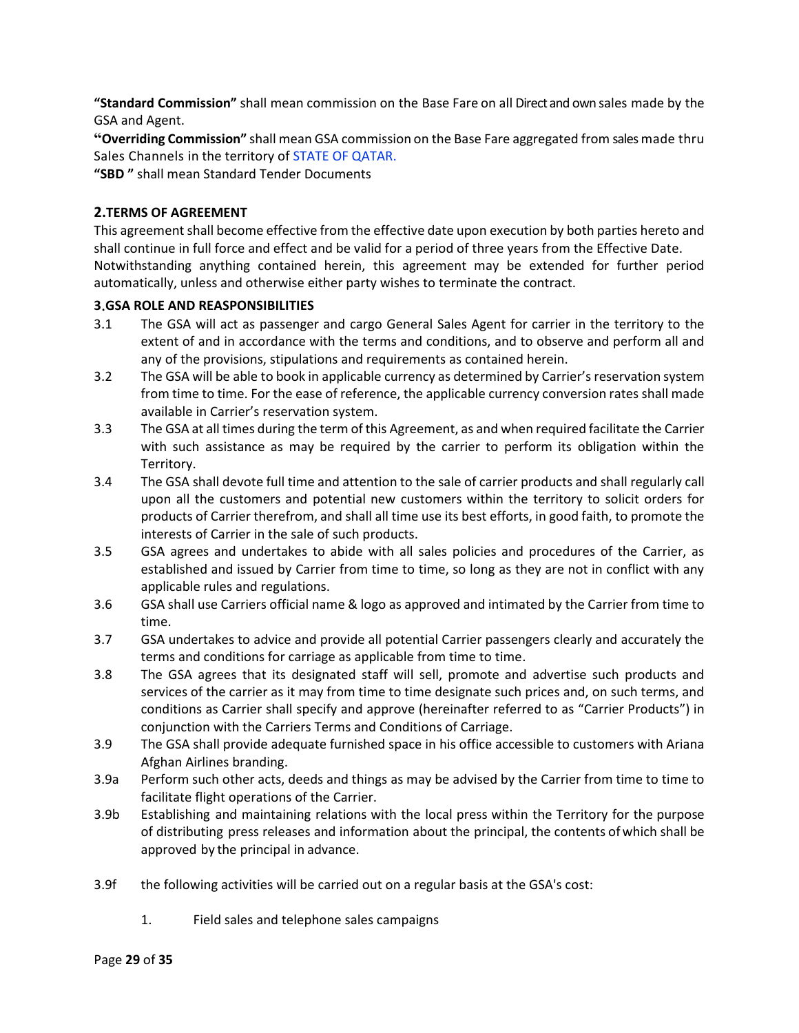**"Standard Commission"** shall mean commission on the Base Fare on all Direct and own sales made by the GSA and Agent.

**"Overriding Commission"** shall mean GSA commission on the Base Fare aggregated from sales made thru Sales Channels in the territory of STATE OF QATAR.

**"SBD "** shall mean Standard Tender Documents

## 2.TERMS OF AGREEMENT

This agreement shall become effective from the effective date upon execution by both parties hereto and shall continue in full force and effect and be valid for a period of three years from the Effective Date.
Notwithstanding anything contained herein, this agreement may be extended for further period automatically, unless and otherwise either party wishes to terminate the contract.

### 3.GSA ROLE AND REASPONSIBILITIES

3.1 The GSA will act as passenger and cargo General Sales Agent for carrier in the territory to the extent of and in accordance with the terms and conditions, and to observe and perform all and any of the provisions, stipulations and requirements as contained herein.

3.2 The GSA will be able to book in applicable currency as determined by Carrier's reservation system from time to time. For the ease of reference, the applicable currency conversion rates shall made available in Carrier's reservation system.

3.3 The GSA at all times during the term of this Agreement, as and when required facilitate the Carrier with such assistance as may be required by the carrier to perform its obligation within the Territory.

3.4 The GSA shall devote full time and attention to the sale of carrier products and shall regularly call upon all the customers and potential new customers within the territory to solicit orders for products of Carrier therefrom, and shall all time use its best efforts, in good faith, to promote the interests of Carrier in the sale of such products.

3.5 GSA agrees and undertakes to abide with all sales policies and procedures of the Carrier, as established and issued by Carrier from time to time, so long as they are not in conflict with any applicable rules and regulations.

3.6 GSA shall use Carriers official name & logo as approved and intimated by the Carrier from time to time.

3.7 GSA undertakes to advice and provide all potential Carrier passengers clearly and accurately the terms and conditions for carriage as applicable from time to time.

3.8 The GSA agrees that its designated staff will sell, promote and advertise such products and services of the carrier as it may from time to time designate such prices and, on such terms, and conditions as Carrier shall specify and approve (hereinafter referred to as "Carrier Products") in conjunction with the Carriers Terms and Conditions of Carriage.

3.9 The GSA shall provide adequate furnished space in his office accessible to customers with Ariana Afghan Airlines branding.

3.9a Perform such other acts, deeds and things as may be advised by the Carrier from time to time to facilitate flight operations of the Carrier.

3.9b Establishing and maintaining relations with the local press within the Territory for the purpose of distributing press releases and information about the principal, the contents of which shall be approved by the principal in advance.

3.9f the following activities will be carried out on a regular basis at the GSA's cost:

1. Field sales and telephone sales campaigns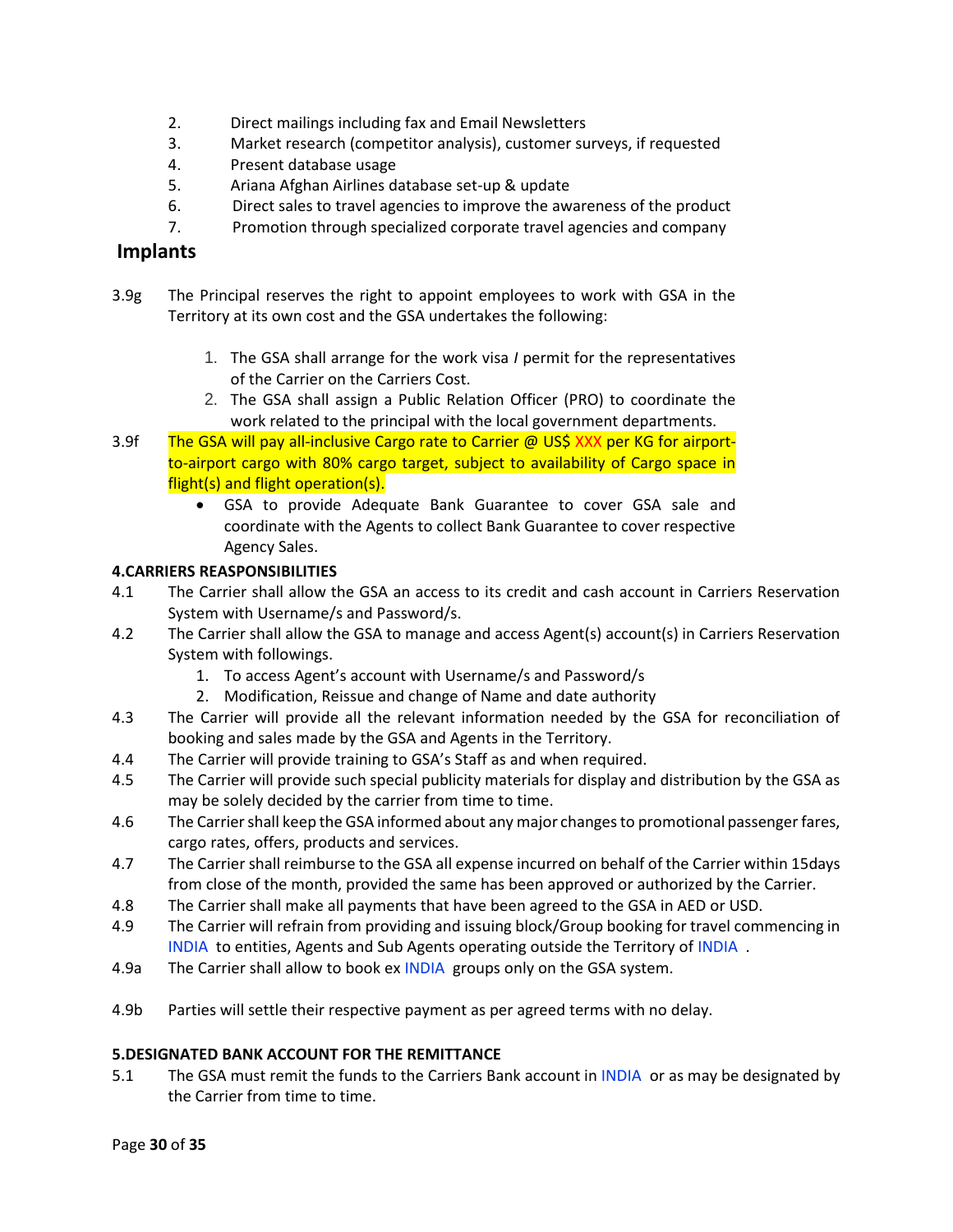2. Direct mailings including fax and Email Newsletters
3. Market research (competitor analysis), customer surveys, if requested
4. Present database usage
5. Ariana Afghan Airlines database set-up & update
6. Direct sales to travel agencies to improve the awareness of the product
7. Promotion through specialized corporate travel agencies and company

## Implants

3.9g The Principal reserves the right to appoint employees to work with GSA in the Territory at its own cost and the GSA undertakes the following:

1. The GSA shall arrange for the work visa / permit for the representatives of the Carrier on the Carriers Cost.
2. The GSA shall assign a Public Relation Officer (PRO) to coordinate the work related to the principal with the local government departments.

3.9f The GSA will pay all-inclusive Cargo rate to Carrier @ US$ XXX per KG for airport-to-airport cargo with 80% cargo target, subject to availability of Cargo space in flight(s) and flight operation(s).

- GSA to provide Adequate Bank Guarantee to cover GSA sale and coordinate with the Agents to collect Bank Guarantee to cover respective Agency Sales.

**4.CARRIERS REASPONSIBILITIES**

4.1 The Carrier shall allow the GSA an access to its credit and cash account in Carriers Reservation System with Username/s and Password/s.

4.2 The Carrier shall allow the GSA to manage and access Agent(s) account(s) in Carriers Reservation System with followings.
1. To access Agent's account with Username/s and Password/s
2. Modification, Reissue and change of Name and date authority

4.3 The Carrier will provide all the relevant information needed by the GSA for reconciliation of booking and sales made by the GSA and Agents in the Territory.

4.4 The Carrier will provide training to GSA's Staff as and when required.

4.5 The Carrier will provide such special publicity materials for display and distribution by the GSA as may be solely decided by the carrier from time to time.

4.6 The Carrier shall keep the GSA informed about any major changes to promotional passenger fares, cargo rates, offers, products and services.

4.7 The Carrier shall reimburse to the GSA all expense incurred on behalf of the Carrier within 15days from close of the month, provided the same has been approved or authorized by the Carrier.

4.8 The Carrier shall make all payments that have been agreed to the GSA in AED or USD.

4.9 The Carrier will refrain from providing and issuing block/Group booking for travel commencing in INDIA to entities, Agents and Sub Agents operating outside the Territory of INDIA .

4.9a The Carrier shall allow to book ex INDIA groups only on the GSA system.

4.9b Parties will settle their respective payment as per agreed terms with no delay.

**5.DESIGNATED BANK ACCOUNT FOR THE REMITTANCE**

5.1 The GSA must remit the funds to the Carriers Bank account in INDIA or as may be designated by the Carrier from time to time.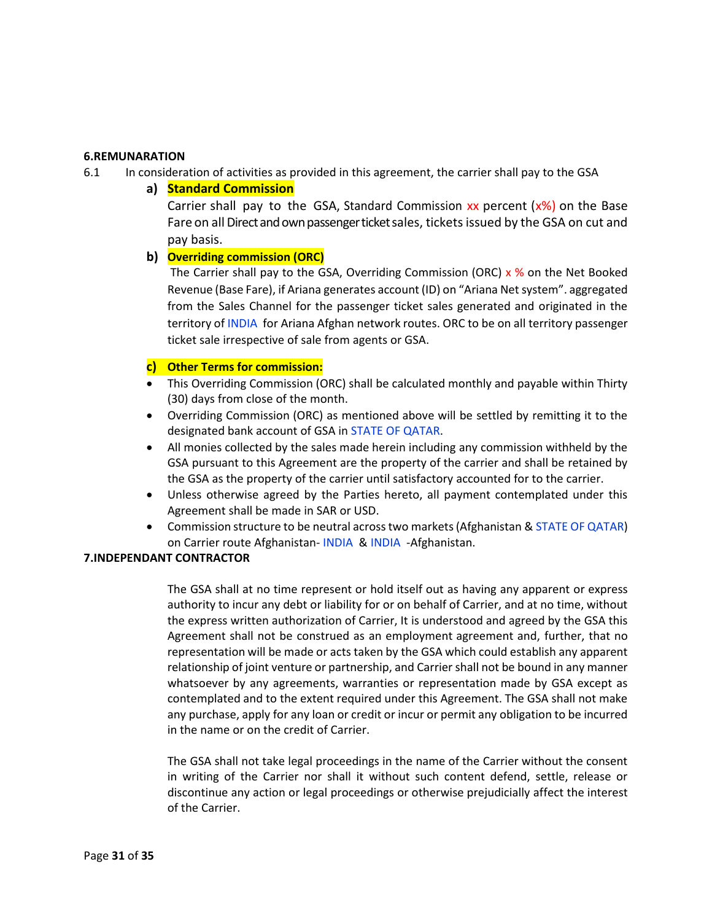## 6.REMUNARATION

6.1 In consideration of activities as provided in this agreement, the carrier shall pay to the GSA

**a) Standard Commission**

Carrier shall pay to the GSA, Standard Commission xx percent (x%) on the Base Fare on all Direct and own passenger ticket sales, tickets issued by the GSA on cut and pay basis.

**b) Overriding commission (ORC)**

The Carrier shall pay to the GSA, Overriding Commission (ORC) x % on the Net Booked Revenue (Base Fare), if Ariana generates account (ID) on "Ariana Net system". aggregated from the Sales Channel for the passenger ticket sales generated and originated in the territory of INDIA for Ariana Afghan network routes. ORC to be on all territory passenger ticket sale irrespective of sale from agents or GSA.

**c) Other Terms for commission:**

- This Overriding Commission (ORC) shall be calculated monthly and payable within Thirty (30) days from close of the month.
- Overriding Commission (ORC) as mentioned above will be settled by remitting it to the designated bank account of GSA in STATE OF QATAR.
- All monies collected by the sales made herein including any commission withheld by the GSA pursuant to this Agreement are the property of the carrier and shall be retained by the GSA as the property of the carrier until satisfactory accounted for to the carrier.
- Unless otherwise agreed by the Parties hereto, all payment contemplated under this Agreement shall be made in SAR or USD.
- Commission structure to be neutral across two markets (Afghanistan & STATE OF QATAR) on Carrier route Afghanistan- INDIA & INDIA -Afghanistan.

## 7.INDEPENDANT CONTRACTOR

The GSA shall at no time represent or hold itself out as having any apparent or express authority to incur any debt or liability for or on behalf of Carrier, and at no time, without the express written authorization of Carrier, It is understood and agreed by the GSA this Agreement shall not be construed as an employment agreement and, further, that no representation will be made or acts taken by the GSA which could establish any apparent relationship of joint venture or partnership, and Carrier shall not be bound in any manner whatsoever by any agreements, warranties or representation made by GSA except as contemplated and to the extent required under this Agreement. The GSA shall not make any purchase, apply for any loan or credit or incur or permit any obligation to be incurred in the name or on the credit of Carrier.

The GSA shall not take legal proceedings in the name of the Carrier without the consent in writing of the Carrier nor shall it without such content defend, settle, release or discontinue any action or legal proceedings or otherwise prejudicially affect the interest of the Carrier.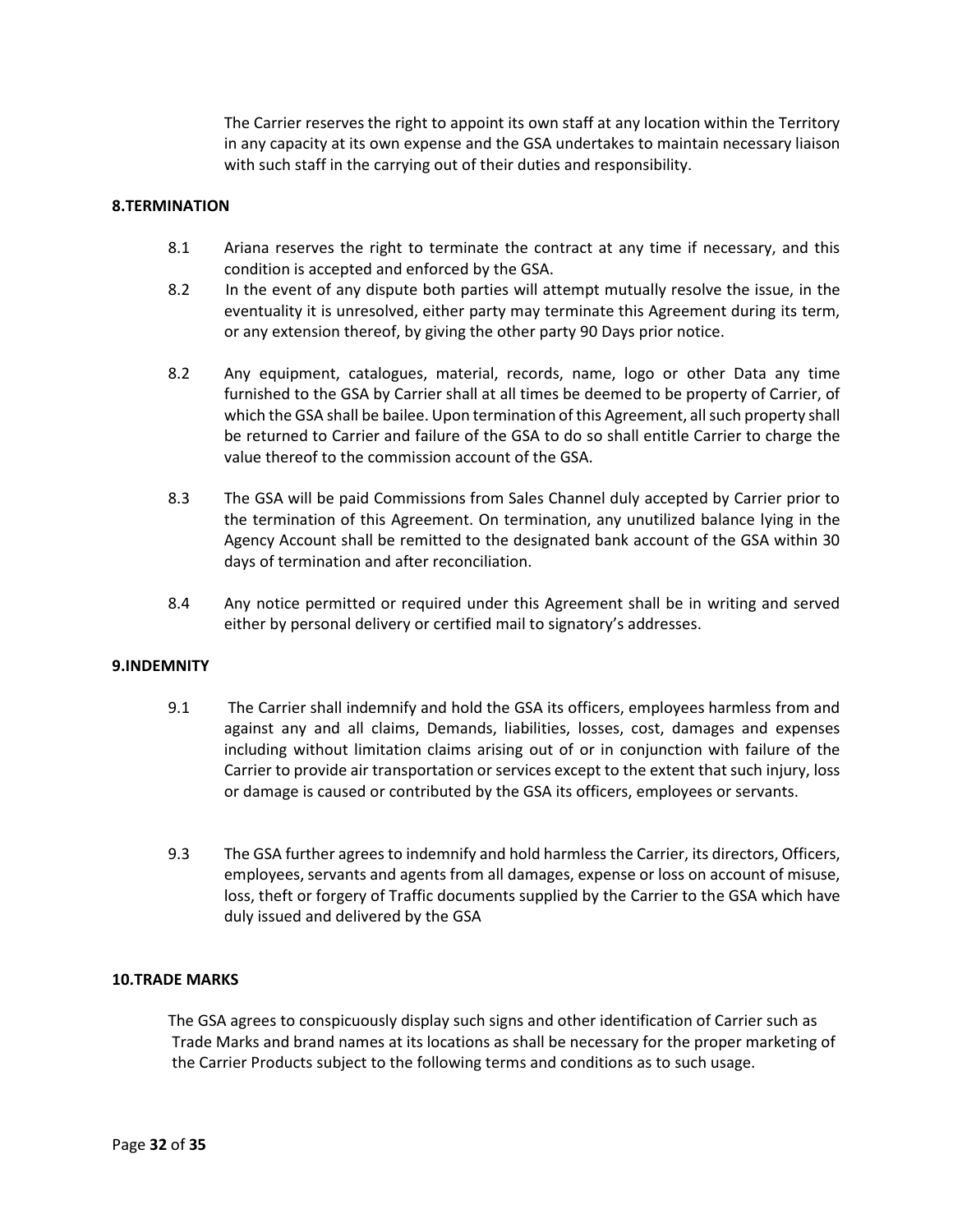The Carrier reserves the right to appoint its own staff at any location within the Territory in any capacity at its own expense and the GSA undertakes to maintain necessary liaison with such staff in the carrying out of their duties and responsibility.

**8.TERMINATION**

8.1 Ariana reserves the right to terminate the contract at any time if necessary, and this condition is accepted and enforced by the GSA.

8.2 In the event of any dispute both parties will attempt mutually resolve the issue, in the eventuality it is unresolved, either party may terminate this Agreement during its term, or any extension thereof, by giving the other party 90 Days prior notice.

8.2 Any equipment, catalogues, material, records, name, logo or other Data any time furnished to the GSA by Carrier shall at all times be deemed to be property of Carrier, of which the GSA shall be bailee. Upon termination of this Agreement, all such property shall be returned to Carrier and failure of the GSA to do so shall entitle Carrier to charge the value thereof to the commission account of the GSA.

8.3 The GSA will be paid Commissions from Sales Channel duly accepted by Carrier prior to the termination of this Agreement. On termination, any unutilized balance lying in the Agency Account shall be remitted to the designated bank account of the GSA within 30 days of termination and after reconciliation.

8.4 Any notice permitted or required under this Agreement shall be in writing and served either by personal delivery or certified mail to signatory's addresses.

**9.INDEMNITY**

9.1 The Carrier shall indemnify and hold the GSA its officers, employees harmless from and against any and all claims, Demands, liabilities, losses, cost, damages and expenses including without limitation claims arising out of or in conjunction with failure of the Carrier to provide air transportation or services except to the extent that such injury, loss or damage is caused or contributed by the GSA its officers, employees or servants.

9.3 The GSA further agrees to indemnify and hold harmless the Carrier, its directors, Officers, employees, servants and agents from all damages, expense or loss on account of misuse, loss, theft or forgery of Traffic documents supplied by the Carrier to the GSA which have duly issued and delivered by the GSA

**10.TRADE MARKS**

The GSA agrees to conspicuously display such signs and other identification of Carrier such as Trade Marks and brand names at its locations as shall be necessary for the proper marketing of the Carrier Products subject to the following terms and conditions as to such usage.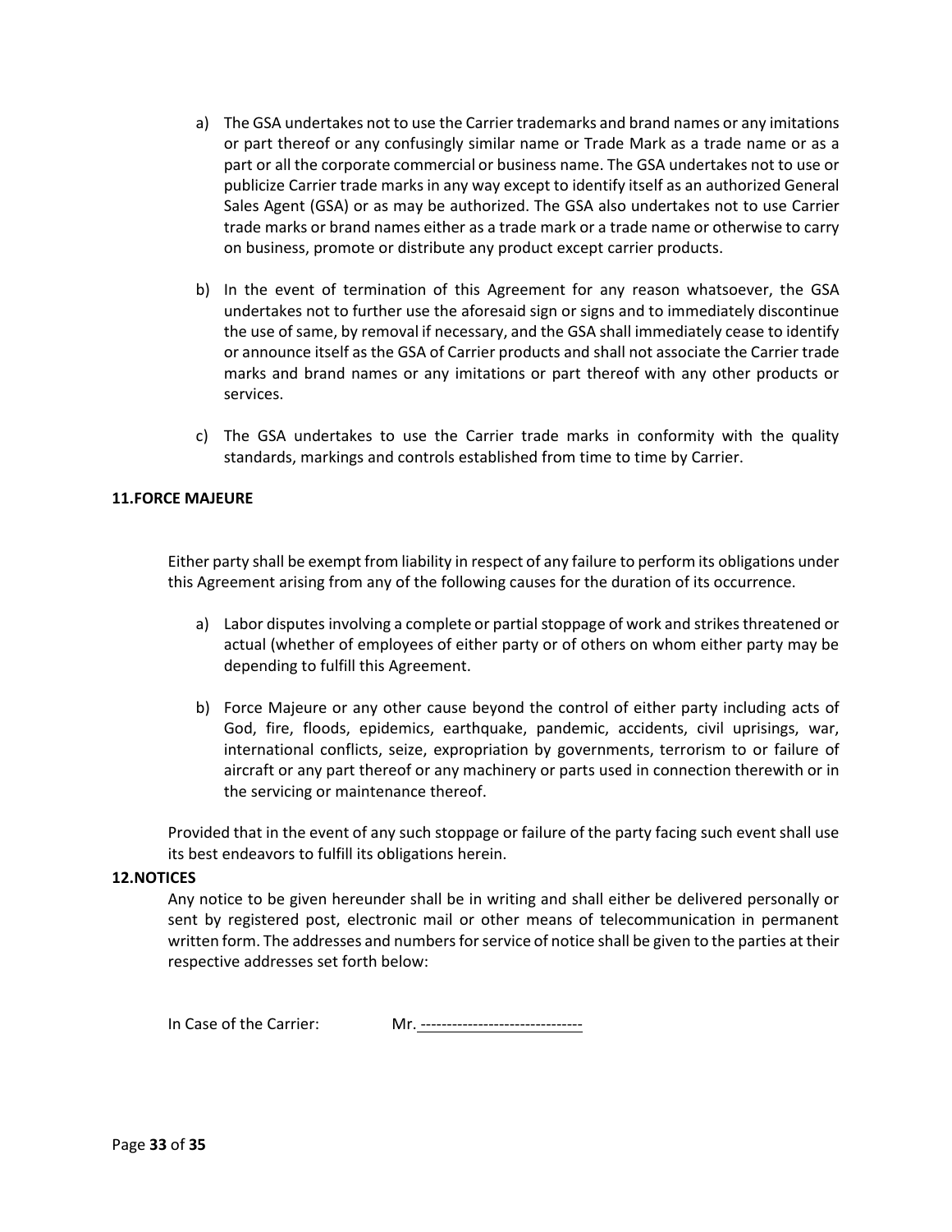a) The GSA undertakes not to use the Carrier trademarks and brand names or any imitations or part thereof or any confusingly similar name or Trade Mark as a trade name or as a part or all the corporate commercial or business name. The GSA undertakes not to use or publicize Carrier trade marks in any way except to identify itself as an authorized General Sales Agent (GSA) or as may be authorized. The GSA also undertakes not to use Carrier trade marks or brand names either as a trade mark or a trade name or otherwise to carry on business, promote or distribute any product except carrier products.

b) In the event of termination of this Agreement for any reason whatsoever, the GSA undertakes not to further use the aforesaid sign or signs and to immediately discontinue the use of same, by removal if necessary, and the GSA shall immediately cease to identify or announce itself as the GSA of Carrier products and shall not associate the Carrier trade marks and brand names or any imitations or part thereof with any other products or services.

c) The GSA undertakes to use the Carrier trade marks in conformity with the quality standards, markings and controls established from time to time by Carrier.

**11.FORCE MAJEURE**

Either party shall be exempt from liability in respect of any failure to perform its obligations under this Agreement arising from any of the following causes for the duration of its occurrence.

a) Labor disputes involving a complete or partial stoppage of work and strikes threatened or actual (whether of employees of either party or of others on whom either party may be depending to fulfill this Agreement.

b) Force Majeure or any other cause beyond the control of either party including acts of God, fire, floods, epidemics, earthquake, pandemic, accidents, civil uprisings, war, international conflicts, seize, expropriation by governments, terrorism to or failure of aircraft or any part thereof or any machinery or parts used in connection therewith or in the servicing or maintenance thereof.

Provided that in the event of any such stoppage or failure of the party facing such event shall use its best endeavors to fulfill its obligations herein.

**12.NOTICES**

Any notice to be given hereunder shall be in writing and shall either be delivered personally or sent by registered post, electronic mail or other means of telecommunication in permanent written form. The addresses and numbers for service of notice shall be given to the parties at their respective addresses set forth below:

In Case of the Carrier: Mr. -------------------------------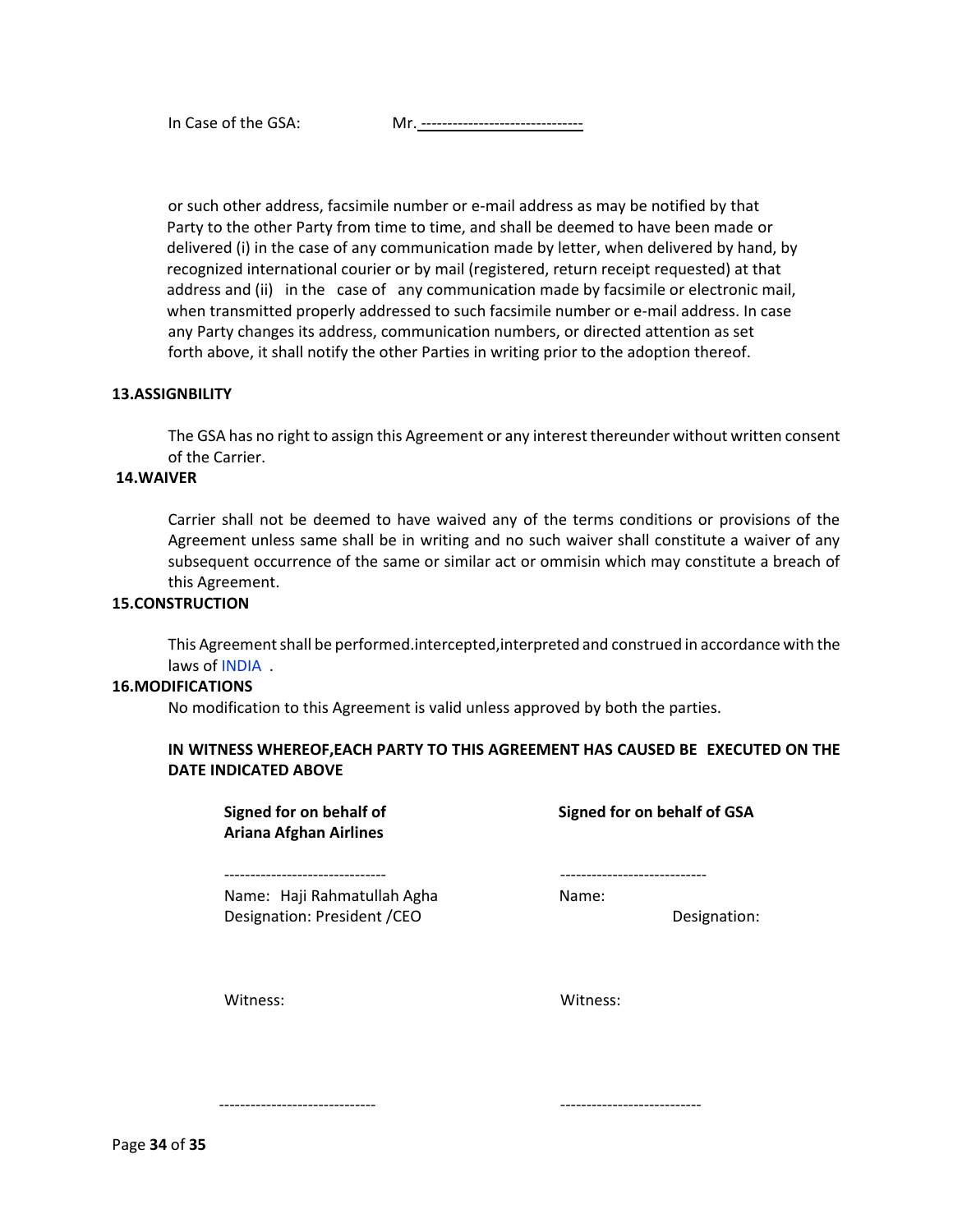In Case of the GSA: Mr. -------------------------------

or such other address, facsimile number or e-mail address as may be notified by that Party to the other Party from time to time, and shall be deemed to have been made or delivered (i) in the case of any communication made by letter, when delivered by hand, by recognized international courier or by mail (registered, return receipt requested) at that address and (ii) in the case of any communication made by facsimile or electronic mail, when transmitted properly addressed to such facsimile number or e-mail address. In case any Party changes its address, communication numbers, or directed attention as set forth above, it shall notify the other Parties in writing prior to the adoption thereof.

**13.ASSIGNBILITY**

The GSA has no right to assign this Agreement or any interest thereunder without written consent of the Carrier.

**14.WAIVER**

Carrier shall not be deemed to have waived any of the terms conditions or provisions of the Agreement unless same shall be in writing and no such waiver shall constitute a waiver of any subsequent occurrence of the same or similar act or ommisin which may constitute a breach of this Agreement.

**15.CONSTRUCTION**

This Agreement shall be performed.intercepted,interpreted and construed in accordance with the laws of INDIA .

**16.MODIFICATIONS**

No modification to this Agreement is valid unless approved by both the parties.

**IN WITNESS WHEREOF,EACH PARTY TO THIS AGREEMENT HAS CAUSED BE EXECUTED ON THE DATE INDICATED ABOVE**

**Signed for on behalf of Ariana Afghan Airlines**

-------------------------------

Name: Haji Rahmatullah Agha
Designation: President /CEO

Witness:

------------------------------

**Signed for on behalf of GSA**

----------------------------

Name:
Designation:

Witness:

---------------------------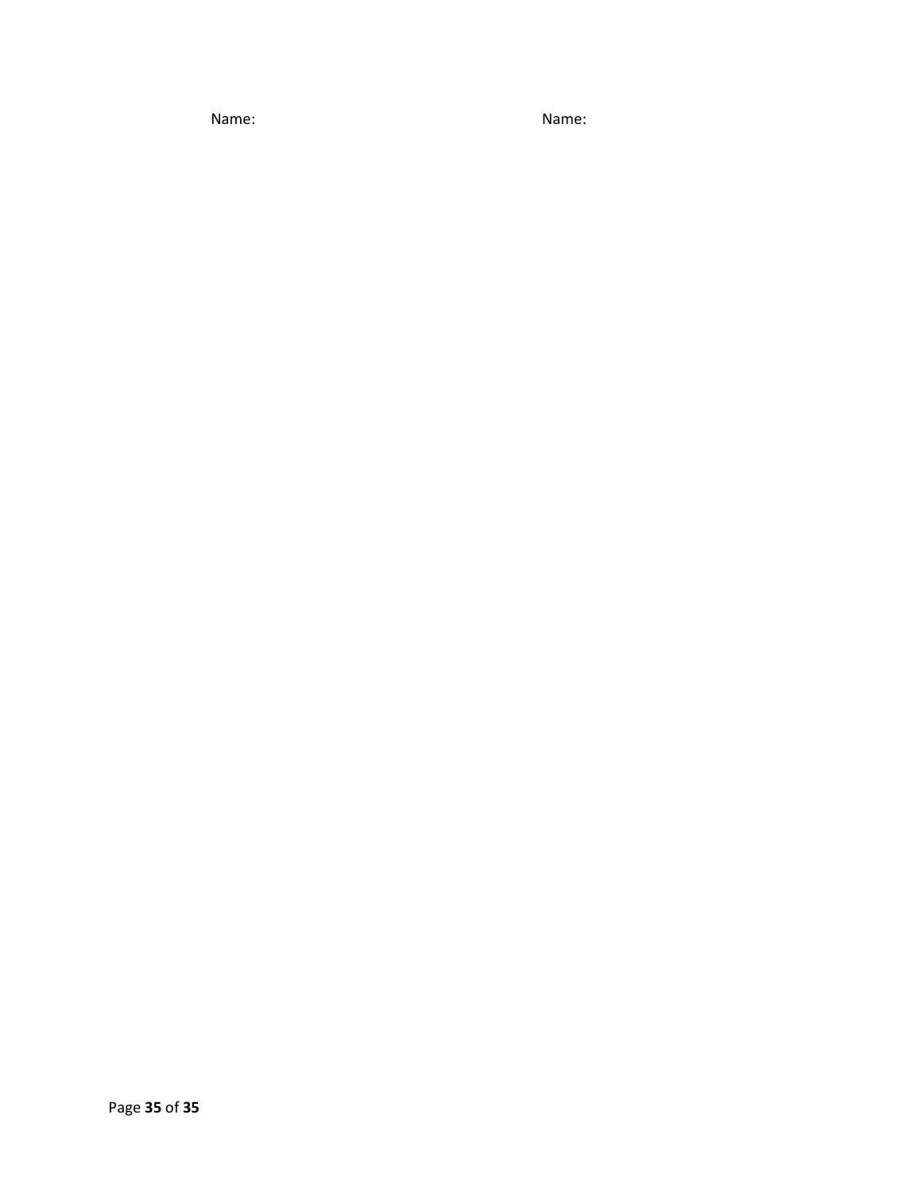Name: Name: